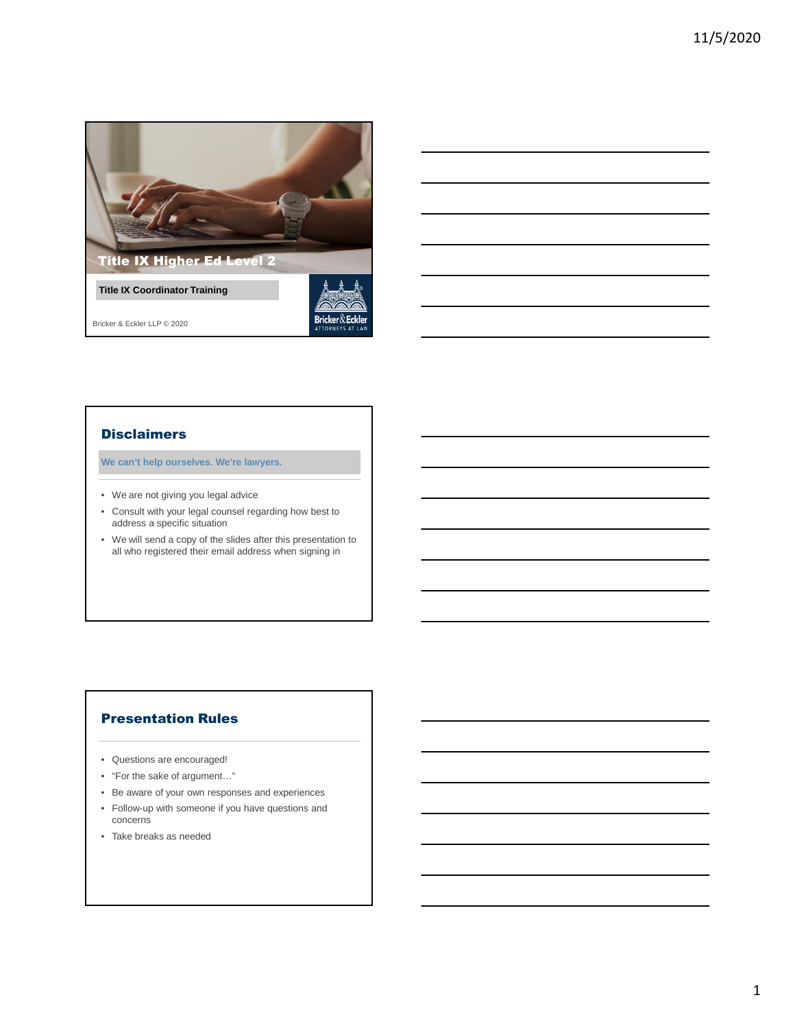# Title IX Higher Ed Level 2

**Title IX Coordinator Training**

Bricker & Eckler LLP © 2020

Bricker&Eckler ATTORNEYS AT LAW

## Disclaimers

**We can't help ourselves. We're lawyers.**

- We are not giving you legal advice
- Consult with your legal counsel regarding how best to address a specific situation
- We will send a copy of the slides after this presentation to all who registered their email address when signing in

## Presentation Rules

- Questions are encouraged!
- "For the sake of argument…"
- Be aware of your own responses and experiences
- Follow-up with someone if you have questions and concerns
- Take breaks as needed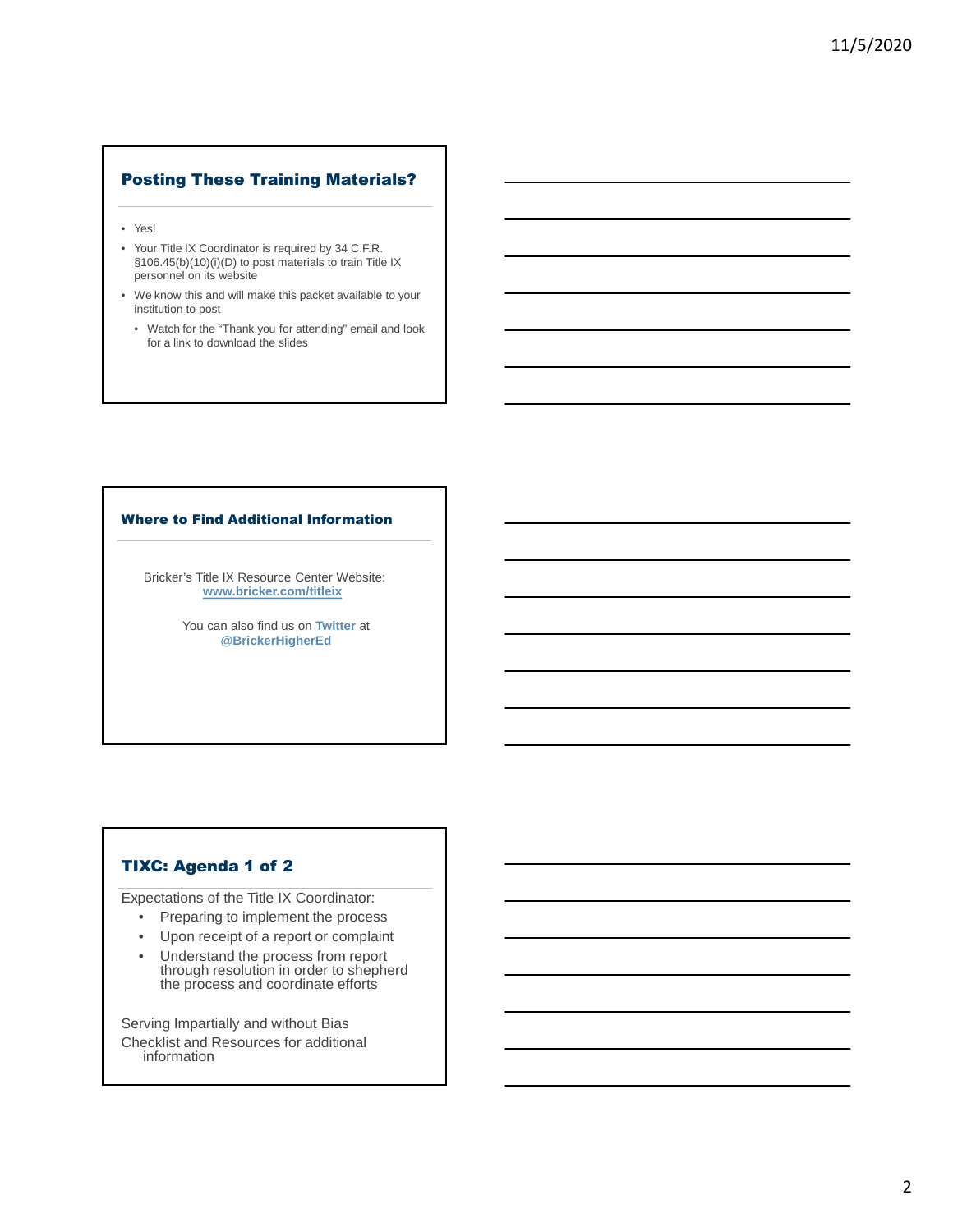## Posting These Training Materials?

- Yes!
- Your Title IX Coordinator is required by 34 C.F.R. §106.45(b)(10)(i)(D) to post materials to train Title IX personnel on its website
- We know this and will make this packet available to your institution to post
  - Watch for the "Thank you for attending" email and look for a link to download the slides

## Where to Find Additional Information

Bricker's Title IX Resource Center Website: **www.bricker.com/titleix**

You can also find us on **Twitter** at **@BrickerHigherEd**

## TIXC: Agenda 1 of 2

Expectations of the Title IX Coordinator:

- Preparing to implement the process
- Upon receipt of a report or complaint
- Understand the process from report through resolution in order to shepherd the process and coordinate efforts

Serving Impartially and without Bias

Checklist and Resources for additional information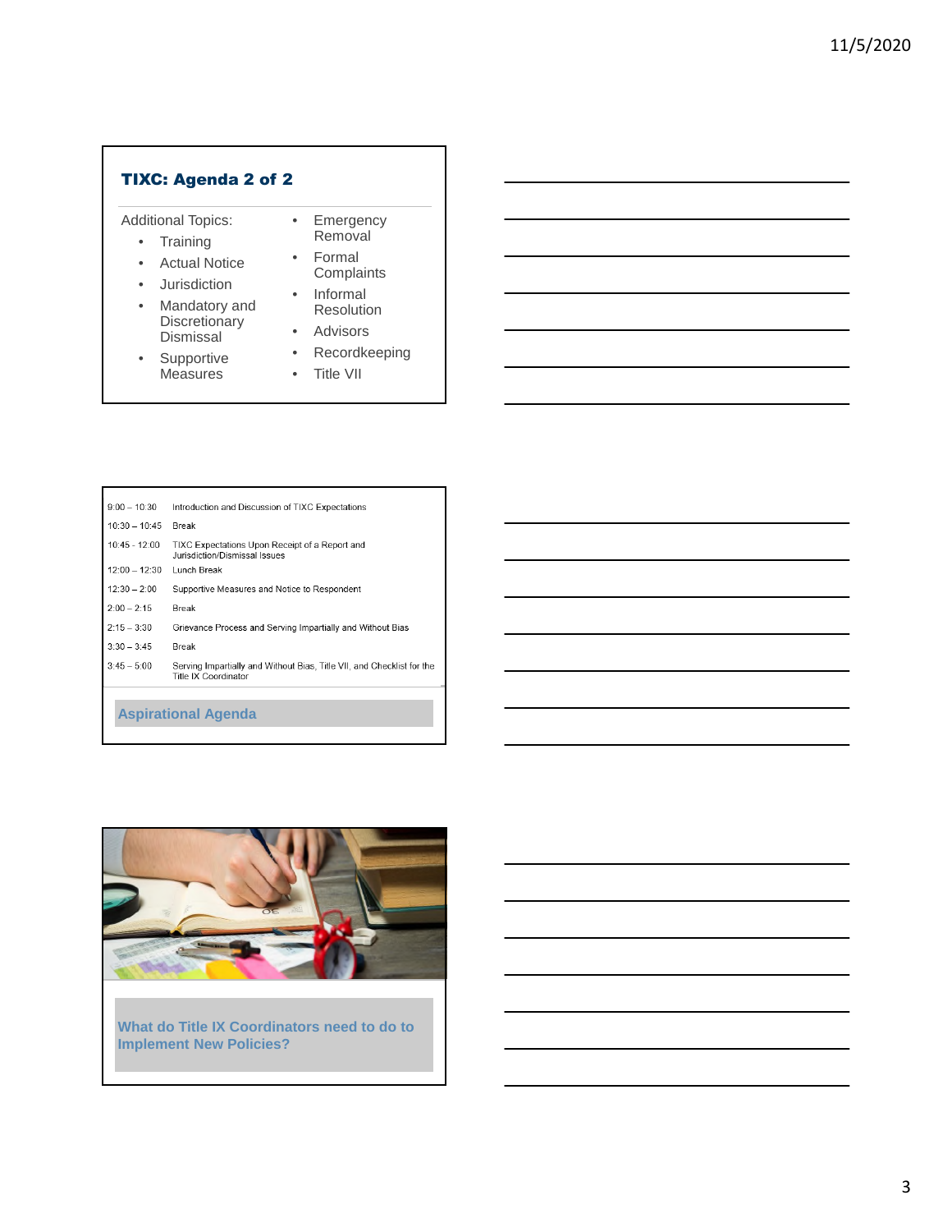## TIXC: Agenda 2 of 2

Additional Topics:

- Training
- Actual Notice
- Jurisdiction
- Mandatory and Discretionary Dismissal
- Supportive Measures
- Emergency Removal
- Formal Complaints
- Informal Resolution
- Advisors
- Recordkeeping
- Title VII

| | |
|---|---|
| 9:00 – 10:30 | Introduction and Discussion of TIXC Expectations |
| 10:30 – 10:45 | Break |
| 10:45 - 12:00 | TIXC Expectations Upon Receipt of a Report and Jurisdiction/Dismissal Issues |
| 12:00 – 12:30 | Lunch Break |
| 12:30 – 2:00 | Supportive Measures and Notice to Respondent |
| 2:00 – 2:15 | Break |
| 2:15 – 3:30 | Grievance Process and Serving Impartially and Without Bias |
| 3:30 – 3:45 | Break |
| 3:45 – 5:00 | Serving Impartially and Without Bias, Title VII, and Checklist for the Title IX Coordinator |

**Aspirational Agenda**

**What do Title IX Coordinators need to do to Implement New Policies?**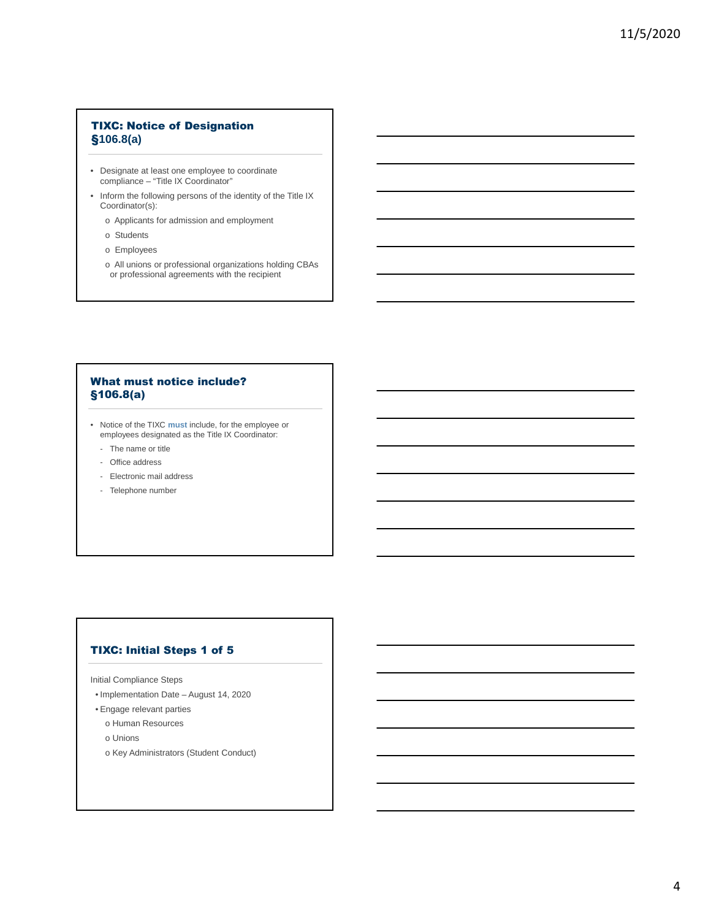## TIXC: Notice of Designation §106.8(a)

- Designate at least one employee to coordinate compliance – "Title IX Coordinator"
- Inform the following persons of the identity of the Title IX Coordinator(s):
  - Applicants for admission and employment
  - Students
  - Employees
  - All unions or professional organizations holding CBAs or professional agreements with the recipient

## What must notice include? §106.8(a)

- Notice of the TIXC **must** include, for the employee or employees designated as the Title IX Coordinator:
  - The name or title
  - Office address
  - Electronic mail address
  - Telephone number

## TIXC: Initial Steps 1 of 5

Initial Compliance Steps

- Implementation Date – August 14, 2020
- Engage relevant parties
  - Human Resources
  - Unions
  - Key Administrators (Student Conduct)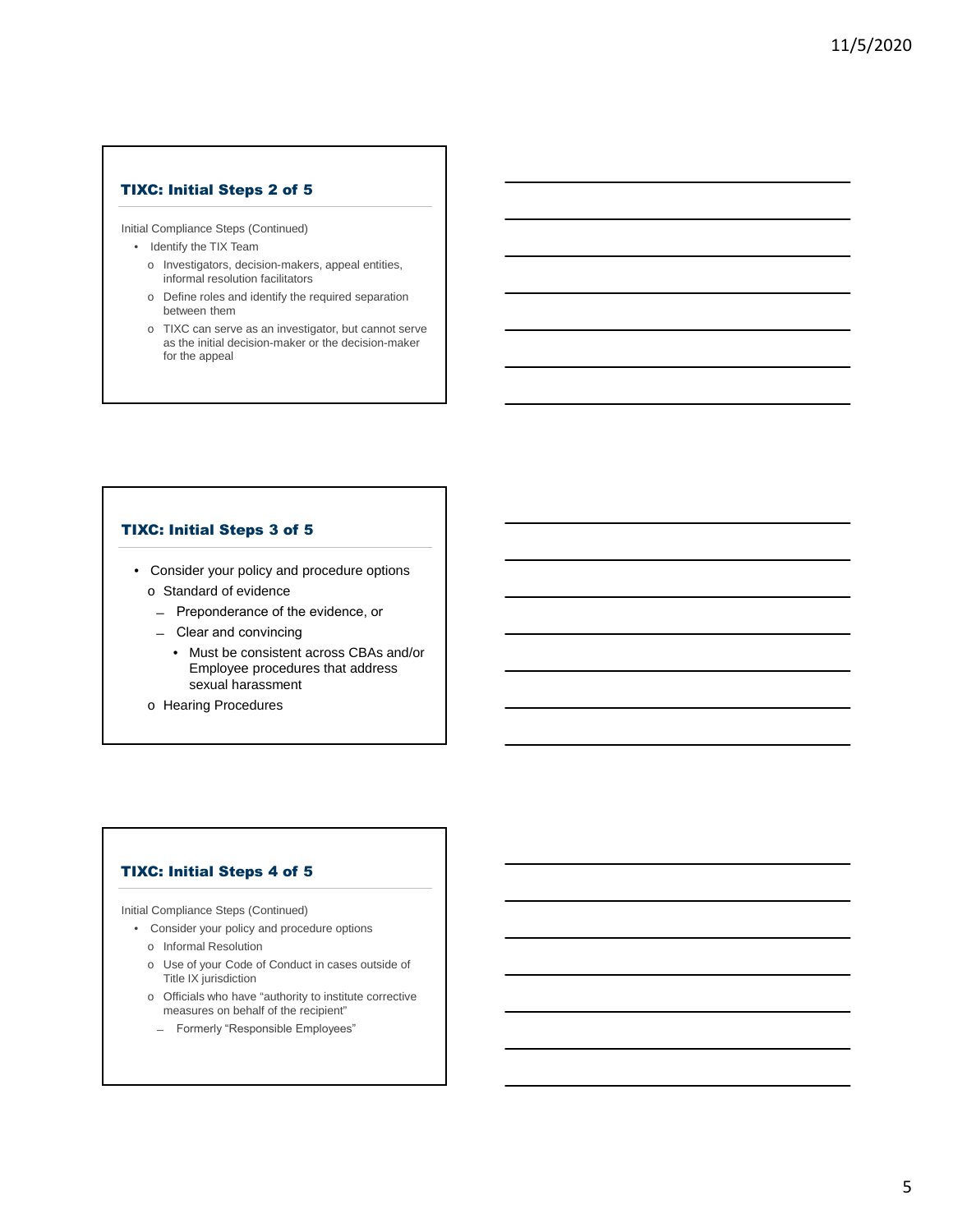## TIXC: Initial Steps 2 of 5

Initial Compliance Steps (Continued)

- Identify the TIX Team
  - Investigators, decision-makers, appeal entities, informal resolution facilitators
  - Define roles and identify the required separation between them
  - TIXC can serve as an investigator, but cannot serve as the initial decision-maker or the decision-maker for the appeal

## TIXC: Initial Steps 3 of 5

- Consider your policy and procedure options
  - Standard of evidence
    - Preponderance of the evidence, or
    - Clear and convincing
      - Must be consistent across CBAs and/or Employee procedures that address sexual harassment
  - Hearing Procedures

## TIXC: Initial Steps 4 of 5

Initial Compliance Steps (Continued)

- Consider your policy and procedure options
  - Informal Resolution
  - Use of your Code of Conduct in cases outside of Title IX jurisdiction
  - Officials who have "authority to institute corrective measures on behalf of the recipient"
    - Formerly "Responsible Employees"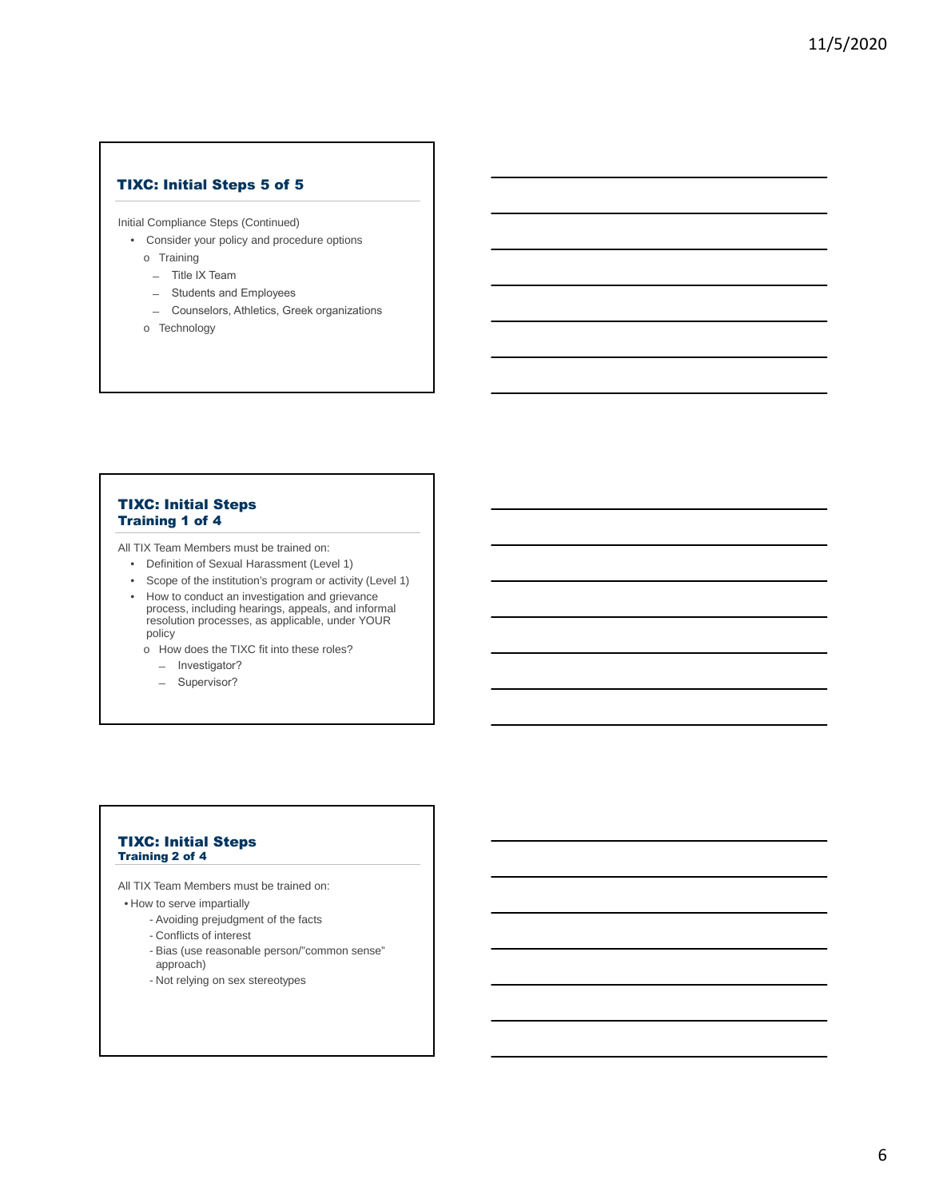## TIXC: Initial Steps 5 of 5

Initial Compliance Steps (Continued)

- Consider your policy and procedure options
  - Training
    - Title IX Team
    - Students and Employees
    - Counselors, Athletics, Greek organizations
  - Technology

## TIXC: Initial Steps Training 1 of 4

All TIX Team Members must be trained on:

- Definition of Sexual Harassment (Level 1)
- Scope of the institution's program or activity (Level 1)
- How to conduct an investigation and grievance process, including hearings, appeals, and informal resolution processes, as applicable, under YOUR policy
  - How does the TIXC fit into these roles?
    - Investigator?
    - Supervisor?

## TIXC: Initial Steps Training 2 of 4

All TIX Team Members must be trained on:

- How to serve impartially
  - Avoiding prejudgment of the facts
  - Conflicts of interest
  - Bias (use reasonable person/"common sense" approach)
  - Not relying on sex stereotypes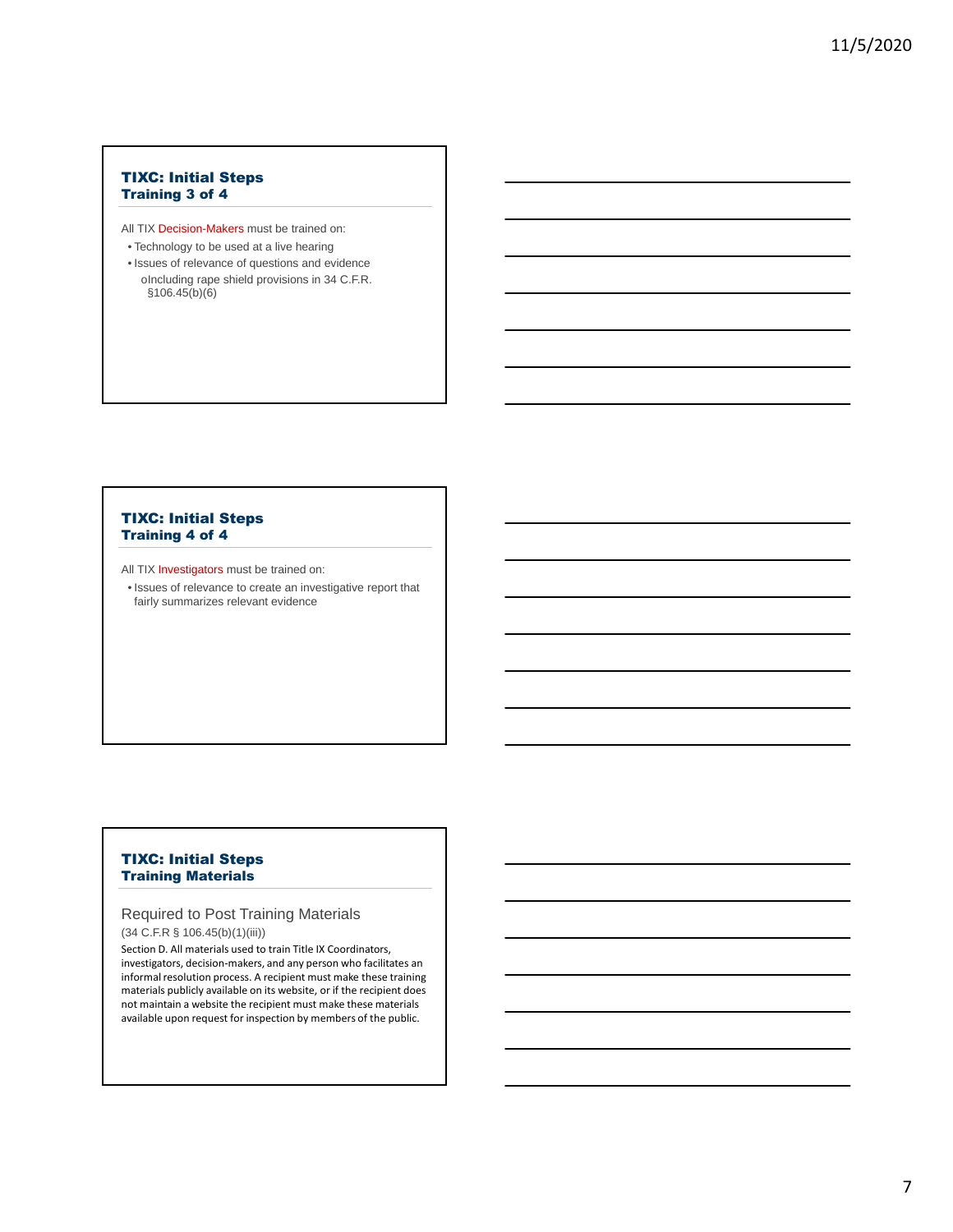## TIXC: Initial Steps
## Training 3 of 4

All TIX Decision-Makers must be trained on:

- Technology to be used at a live hearing
- Issues of relevance of questions and evidence
  - Including rape shield provisions in 34 C.F.R. §106.45(b)(6)

## TIXC: Initial Steps
## Training 4 of 4

All TIX Investigators must be trained on:

- Issues of relevance to create an investigative report that fairly summarizes relevant evidence

## TIXC: Initial Steps
## Training Materials

Required to Post Training Materials

(34 C.F.R § 106.45(b)(1)(iii))

Section D. All materials used to train Title IX Coordinators, investigators, decision-makers, and any person who facilitates an informal resolution process. A recipient must make these training materials publicly available on its website, or if the recipient does not maintain a website the recipient must make these materials available upon request for inspection by members of the public.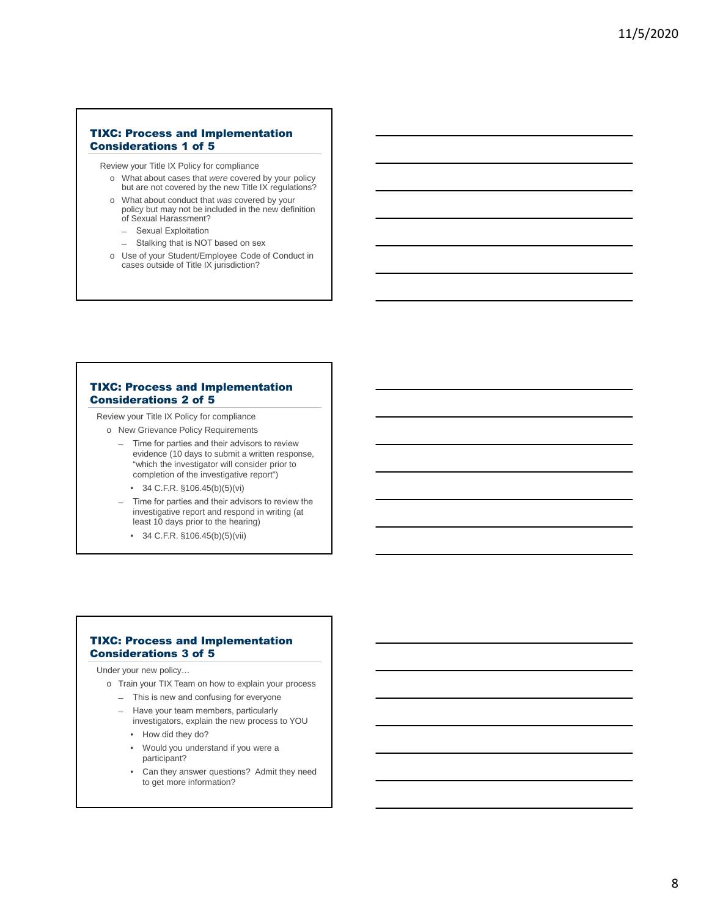## TIXC: Process and Implementation Considerations 1 of 5

Review your Title IX Policy for compliance

- What about cases that *were* covered by your policy but are not covered by the new Title IX regulations?
- What about conduct that *was* covered by your policy but may not be included in the new definition of Sexual Harassment?
  - Sexual Exploitation
  - Stalking that is NOT based on sex
- Use of your Student/Employee Code of Conduct in cases outside of Title IX jurisdiction?

## TIXC: Process and Implementation Considerations 2 of 5

Review your Title IX Policy for compliance

- New Grievance Policy Requirements
  - Time for parties and their advisors to review evidence (10 days to submit a written response, "which the investigator will consider prior to completion of the investigative report")
    - 34 C.F.R. §106.45(b)(5)(vi)
  - Time for parties and their advisors to review the investigative report and respond in writing (at least 10 days prior to the hearing)
    - 34 C.F.R. §106.45(b)(5)(vii)

## TIXC: Process and Implementation Considerations 3 of 5

Under your new policy…

- Train your TIX Team on how to explain your process
  - This is new and confusing for everyone
  - Have your team members, particularly investigators, explain the new process to YOU
    - How did they do?
    - Would you understand if you were a participant?
    - Can they answer questions? Admit they need to get more information?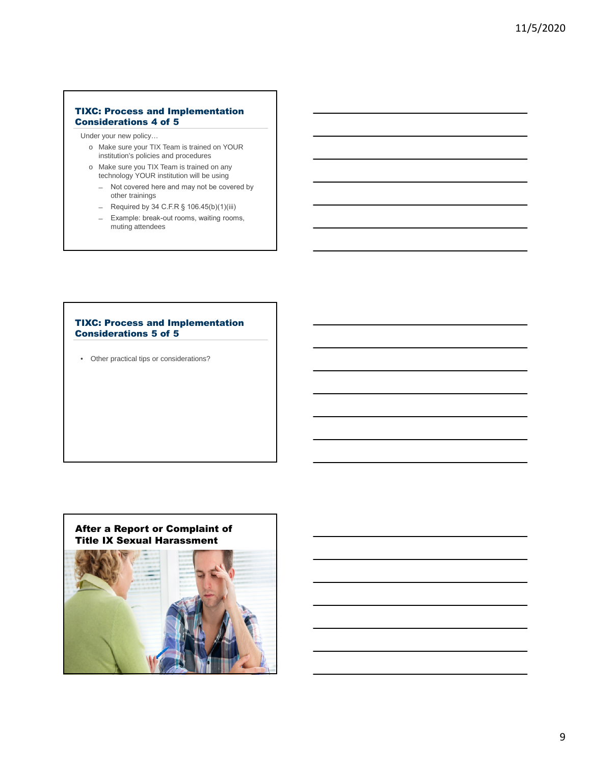## TIXC: Process and Implementation Considerations 4 of 5

Under your new policy…

- Make sure your TIX Team is trained on YOUR institution's policies and procedures
- Make sure you TIX Team is trained on any technology YOUR institution will be using
  - Not covered here and may not be covered by other trainings
  - Required by 34 C.F.R § 106.45(b)(1)(iii)
  - Example: break-out rooms, waiting rooms, muting attendees

## TIXC: Process and Implementation Considerations 5 of 5

- Other practical tips or considerations?

## After a Report or Complaint of Title IX Sexual Harassment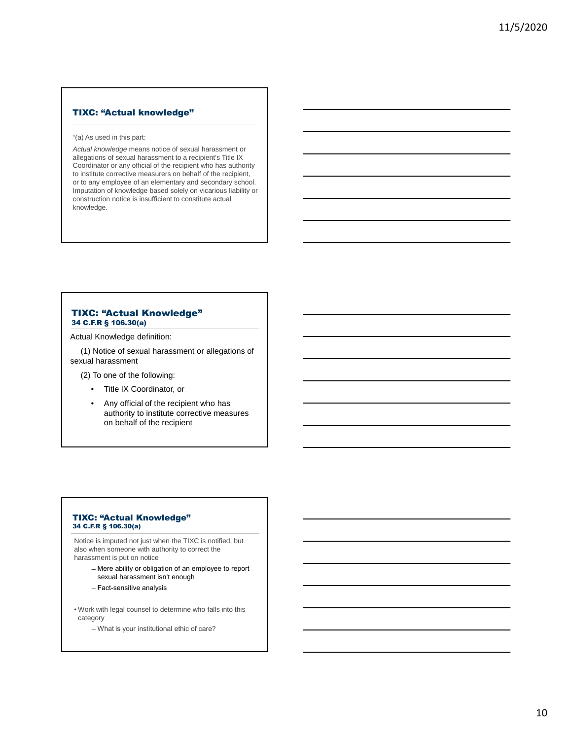## TIXC: "Actual knowledge"

"(a) As used in this part:

*Actual knowledge* means notice of sexual harassment or allegations of sexual harassment to a recipient's Title IX Coordinator or any official of the recipient who has authority to institute corrective measurers on behalf of the recipient, or to any employee of an elementary and secondary school. Imputation of knowledge based solely on vicarious liability or construction notice is insufficient to constitute actual knowledge.

## TIXC: "Actual Knowledge"
### 34 C.F.R § 106.30(a)

Actual Knowledge definition:

(1) Notice of sexual harassment or allegations of sexual harassment

(2) To one of the following:

- Title IX Coordinator, or
- Any official of the recipient who has authority to institute corrective measures on behalf of the recipient

## TIXC: "Actual Knowledge"
### 34 C.F.R § 106.30(a)

Notice is imputed not just when the TIXC is notified, but also when someone with authority to correct the harassment is put on notice

- Mere ability or obligation of an employee to report sexual harassment isn't enough
- Fact-sensitive analysis

- Work with legal counsel to determine who falls into this category
  - What is your institutional ethic of care?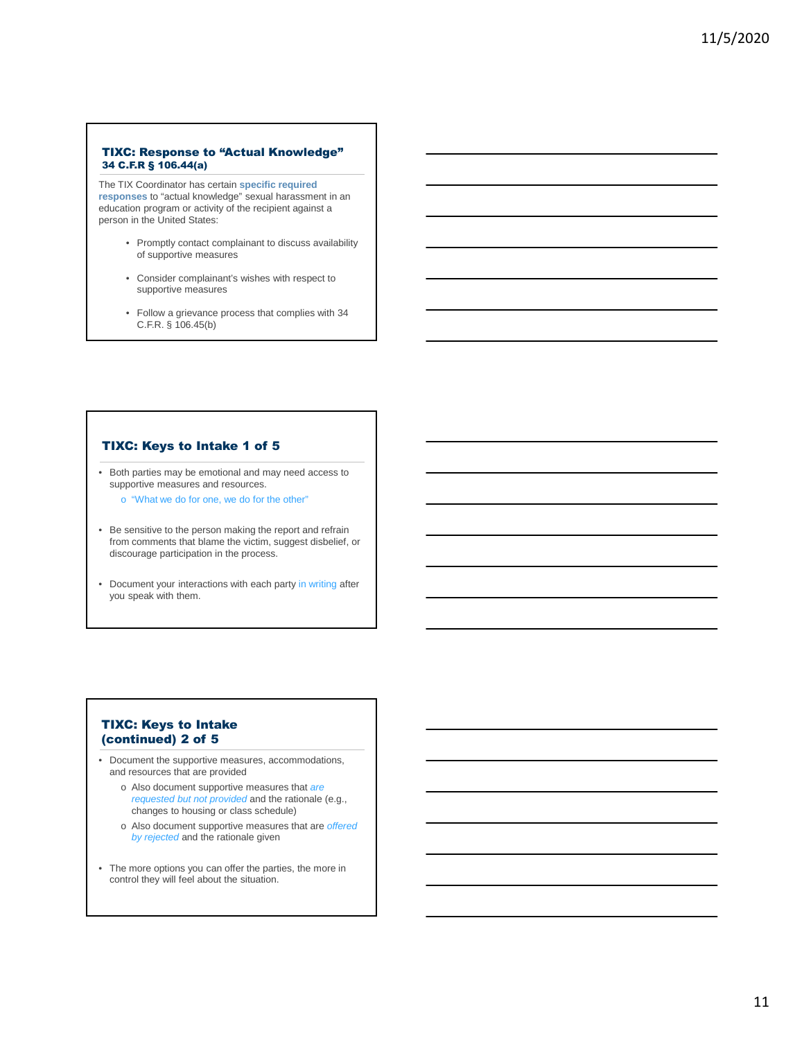### TIXC: Response to "Actual Knowledge"
**34 C.F.R § 106.44(a)**

The TIX Coordinator has certain **specific required responses** to "actual knowledge" sexual harassment in an education program or activity of the recipient against a person in the United States:

- Promptly contact complainant to discuss availability of supportive measures
- Consider complainant's wishes with respect to supportive measures
- Follow a grievance process that complies with 34 C.F.R. § 106.45(b)

### TIXC: Keys to Intake 1 of 5

- Both parties may be emotional and may need access to supportive measures and resources.
  - "What we do for one, we do for the other"
- Be sensitive to the person making the report and refrain from comments that blame the victim, suggest disbelief, or discourage participation in the process.
- Document your interactions with each party in writing after you speak with them.

### TIXC: Keys to Intake (continued) 2 of 5

- Document the supportive measures, accommodations, and resources that are provided
  - Also document supportive measures that are *requested but not provided* and the rationale (e.g., changes to housing or class schedule)
  - Also document supportive measures that are *offered by rejected* and the rationale given
- The more options you can offer the parties, the more in control they will feel about the situation.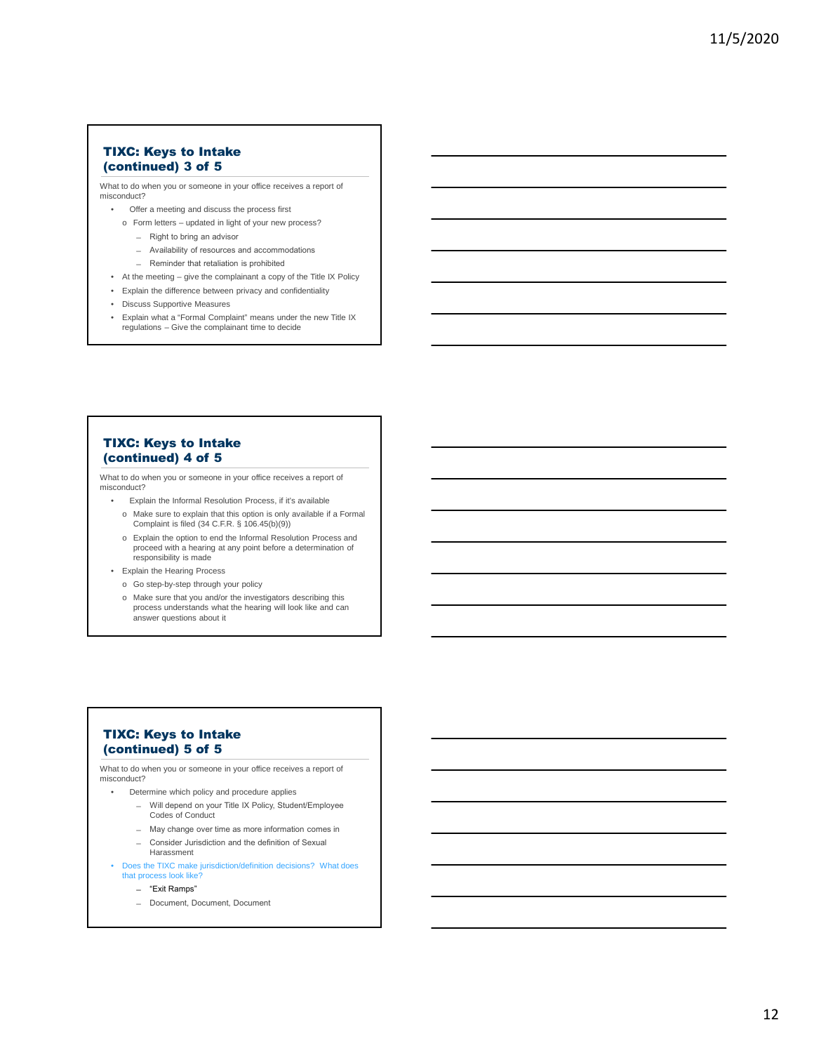## TIXC: Keys to Intake (continued) 3 of 5

What to do when you or someone in your office receives a report of misconduct?

- Offer a meeting and discuss the process first
  - Form letters – updated in light of your new process?
    - Right to bring an advisor
    - Availability of resources and accommodations
    - Reminder that retaliation is prohibited
- At the meeting – give the complainant a copy of the Title IX Policy
- Explain the difference between privacy and confidentiality
- Discuss Supportive Measures
- Explain what a "Formal Complaint" means under the new Title IX regulations – Give the complainant time to decide

## TIXC: Keys to Intake (continued) 4 of 5

What to do when you or someone in your office receives a report of misconduct?

- Explain the Informal Resolution Process, if it's available
  - Make sure to explain that this option is only available if a Formal Complaint is filed (34 C.F.R. § 106.45(b)(9))
  - Explain the option to end the Informal Resolution Process and proceed with a hearing at any point before a determination of responsibility is made
- Explain the Hearing Process
  - Go step-by-step through your policy
  - Make sure that you and/or the investigators describing this process understands what the hearing will look like and can answer questions about it

## TIXC: Keys to Intake (continued) 5 of 5

What to do when you or someone in your office receives a report of misconduct?

- Determine which policy and procedure applies
  - Will depend on your Title IX Policy, Student/Employee Codes of Conduct
  - May change over time as more information comes in
  - Consider Jurisdiction and the definition of Sexual Harassment
- Does the TIXC make jurisdiction/definition decisions? What does that process look like?
  - "Exit Ramps"
  - Document, Document, Document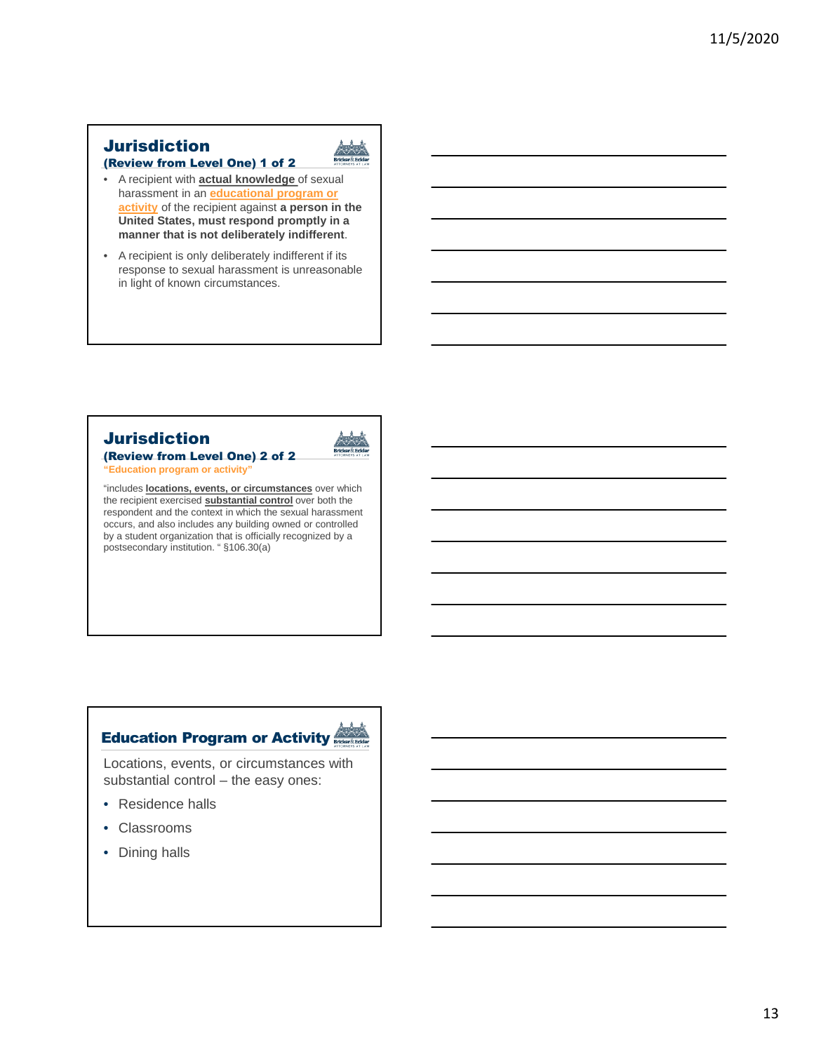## Jurisdiction

**(Review from Level One) 1 of 2**

- A recipient with **actual knowledge** of sexual harassment in an **educational program or activity** of the recipient against **a person in the United States, must respond promptly in a manner that is not deliberately indifferent**.
- A recipient is only deliberately indifferent if its response to sexual harassment is unreasonable in light of known circumstances.

## Jurisdiction

**(Review from Level One) 2 of 2**

**"Education program or activity"**

"includes **locations, events, or circumstances** over which the recipient exercised **substantial control** over both the respondent and the context in which the sexual harassment occurs, and also includes any building owned or controlled by a student organization that is officially recognized by a postsecondary institution. " §106.30(a)

## Education Program or Activity

Locations, events, or circumstances with substantial control – the easy ones:

- Residence halls
- Classrooms
- Dining halls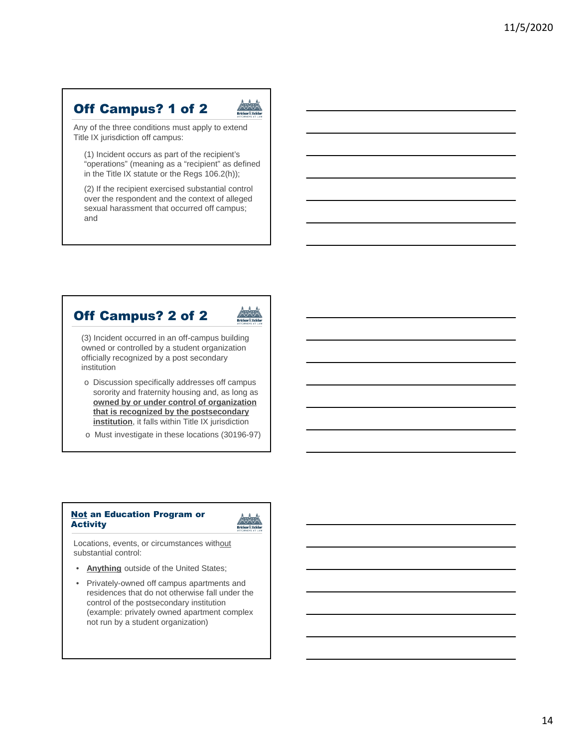## Off Campus? 1 of 2

Any of the three conditions must apply to extend Title IX jurisdiction off campus:

(1) Incident occurs as part of the recipient's "operations" (meaning as a "recipient" as defined in the Title IX statute or the Regs 106.2(h));

(2) If the recipient exercised substantial control over the respondent and the context of alleged sexual harassment that occurred off campus; and

## Off Campus? 2 of 2

(3) Incident occurred in an off-campus building owned or controlled by a student organization officially recognized by a post secondary institution

- Discussion specifically addresses off campus sorority and fraternity housing and, as long as **owned by or under control of organization that is recognized by the postsecondary institution**, it falls within Title IX jurisdiction
- Must investigate in these locations (30196-97)

## Not an Education Program or Activity

Locations, events, or circumstances without substantial control:

- **Anything** outside of the United States;
- Privately-owned off campus apartments and residences that do not otherwise fall under the control of the postsecondary institution (example: privately owned apartment complex not run by a student organization)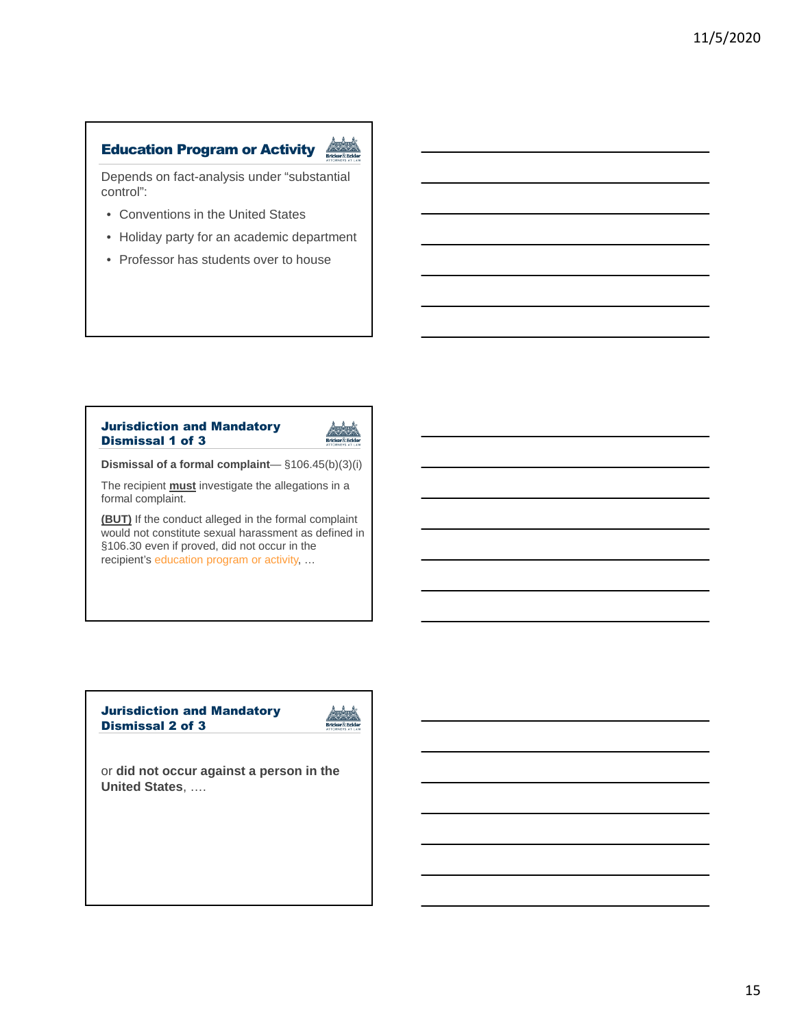## Education Program or Activity

Depends on fact-analysis under "substantial control":

- Conventions in the United States
- Holiday party for an academic department
- Professor has students over to house

## Jurisdiction and Mandatory Dismissal 1 of 3

**Dismissal of a formal complaint**— §106.45(b)(3)(i)

The recipient **must** investigate the allegations in a formal complaint.

**(BUT)** If the conduct alleged in the formal complaint would not constitute sexual harassment as defined in §106.30 even if proved, did not occur in the recipient's education program or activity, …

## Jurisdiction and Mandatory Dismissal 2 of 3

or **did not occur against a person in the United States**, ….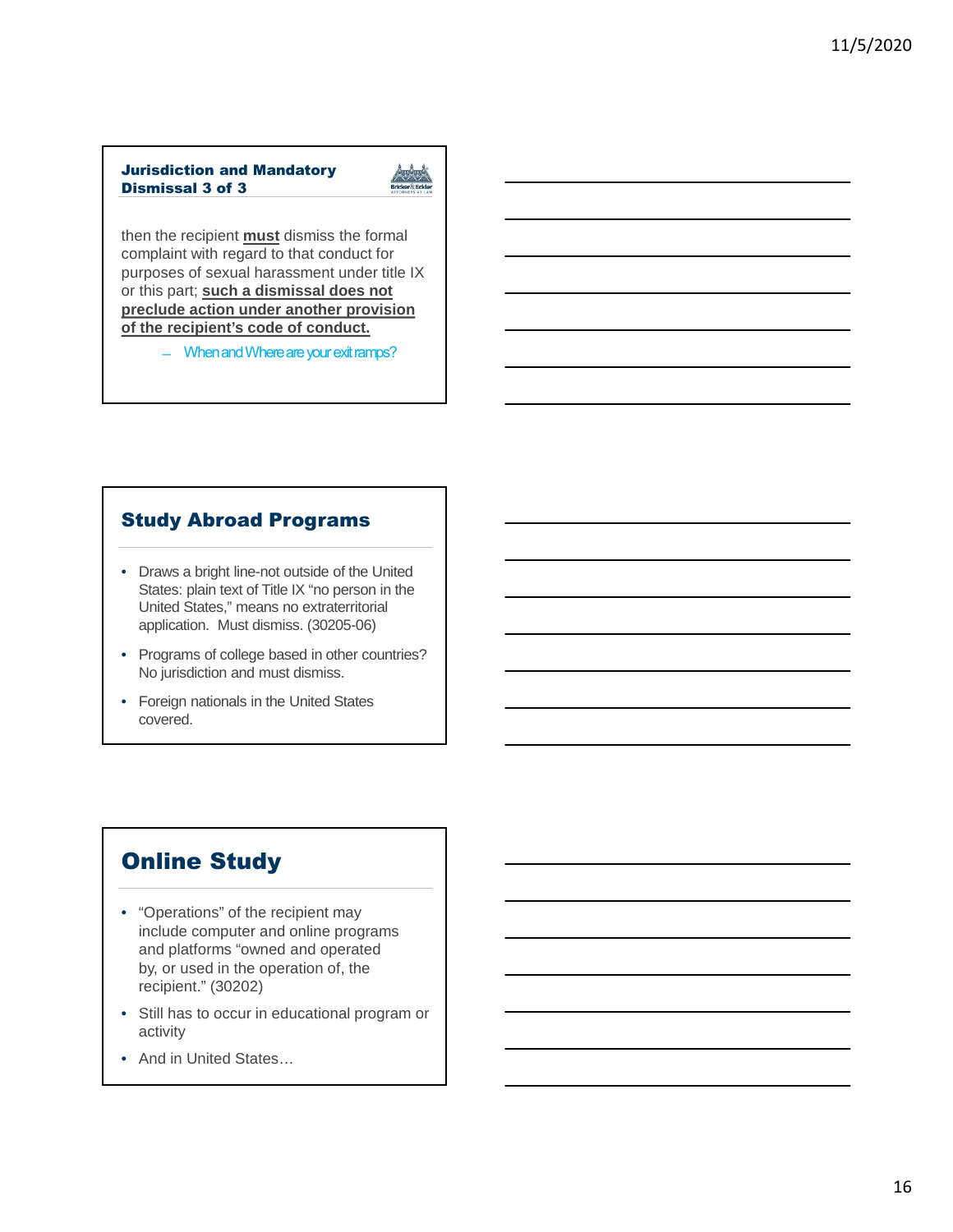## Jurisdiction and Mandatory Dismissal 3 of 3

then the recipient **must** dismiss the formal complaint with regard to that conduct for purposes of sexual harassment under title IX or this part; **such a dismissal does not preclude action under another provision of the recipient's code of conduct.**

- When and Where are your exit ramps?

## Study Abroad Programs

- Draws a bright line-not outside of the United States: plain text of Title IX "no person in the United States," means no extraterritorial application. Must dismiss. (30205-06)
- Programs of college based in other countries? No jurisdiction and must dismiss.
- Foreign nationals in the United States covered.

## Online Study

- "Operations" of the recipient may include computer and online programs and platforms "owned and operated by, or used in the operation of, the recipient." (30202)
- Still has to occur in educational program or activity
- And in United States…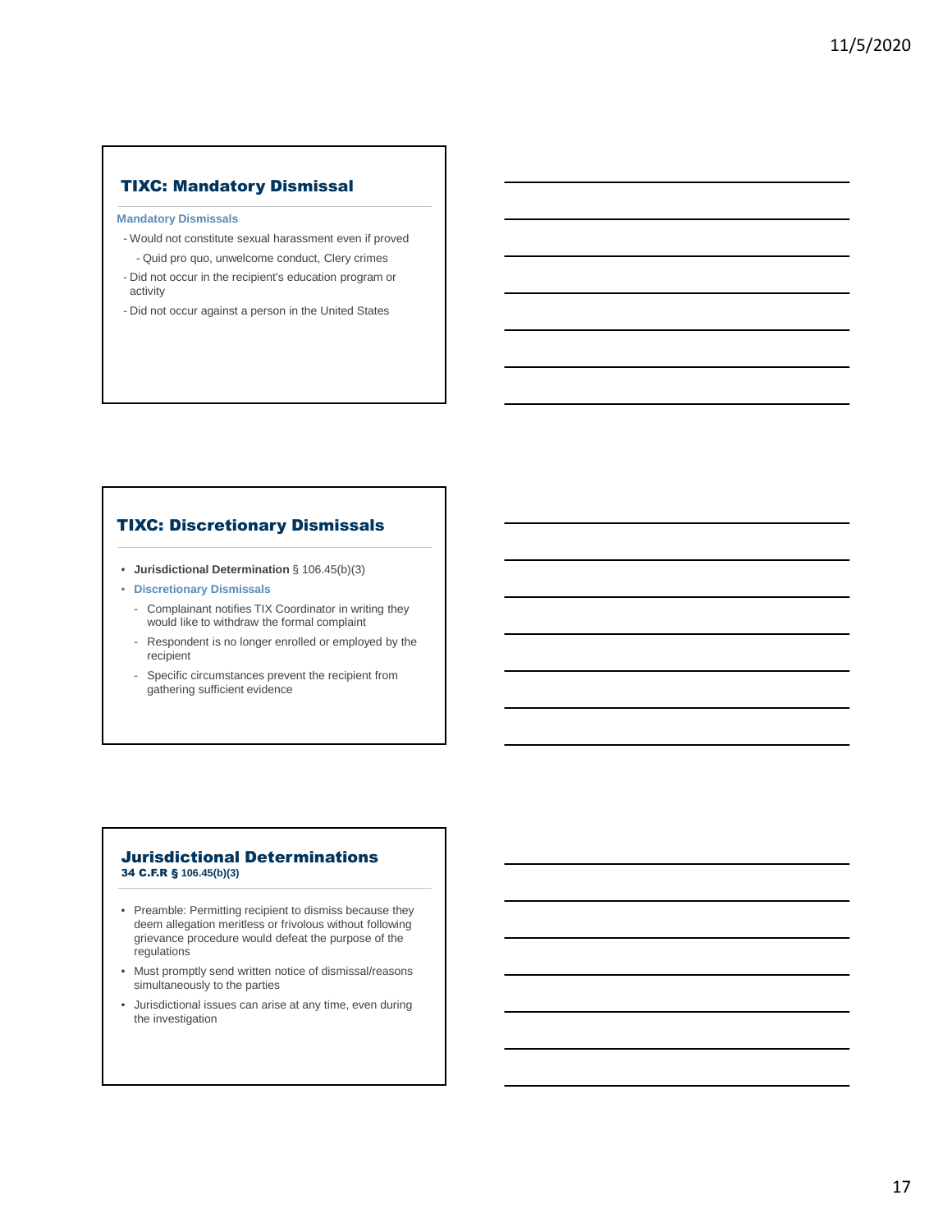## TIXC: Mandatory Dismissal

**Mandatory Dismissals**

- Would not constitute sexual harassment even if proved
  - Quid pro quo, unwelcome conduct, Clery crimes
- Did not occur in the recipient's education program or activity
- Did not occur against a person in the United States

## TIXC: Discretionary Dismissals

- **Jurisdictional Determination** § 106.45(b)(3)
- **Discretionary Dismissals**
  - Complainant notifies TIX Coordinator in writing they would like to withdraw the formal complaint
  - Respondent is no longer enrolled or employed by the recipient
  - Specific circumstances prevent the recipient from gathering sufficient evidence

## Jurisdictional Determinations
**34 C.F.R § 106.45(b)(3)**

- Preamble: Permitting recipient to dismiss because they deem allegation meritless or frivolous without following grievance procedure would defeat the purpose of the regulations
- Must promptly send written notice of dismissal/reasons simultaneously to the parties
- Jurisdictional issues can arise at any time, even during the investigation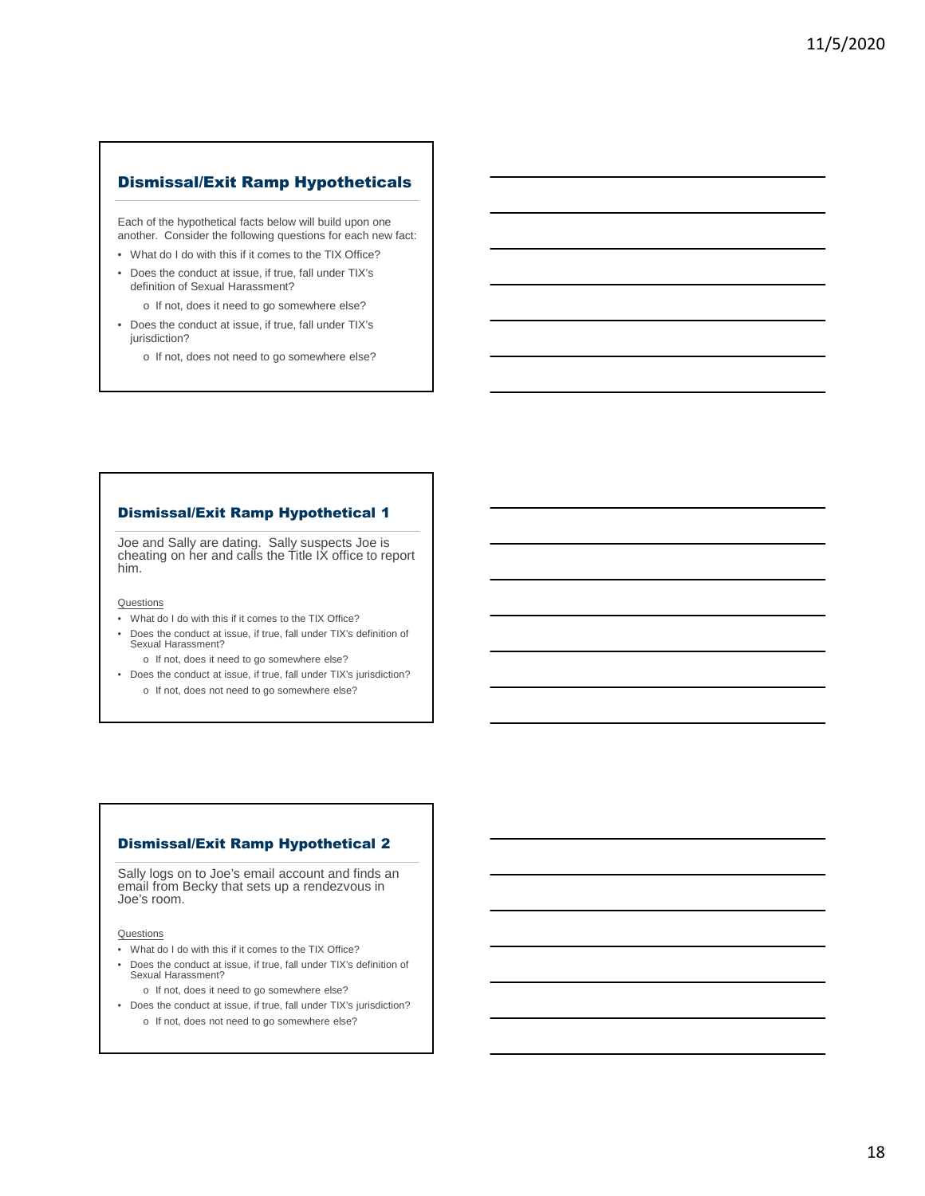## Dismissal/Exit Ramp Hypotheticals

Each of the hypothetical facts below will build upon one another. Consider the following questions for each new fact:

- What do I do with this if it comes to the TIX Office?
- Does the conduct at issue, if true, fall under TIX's definition of Sexual Harassment?
  - o If not, does it need to go somewhere else?
- Does the conduct at issue, if true, fall under TIX's jurisdiction?
  - o If not, does not need to go somewhere else?

## Dismissal/Exit Ramp Hypothetical 1

Joe and Sally are dating. Sally suspects Joe is cheating on her and calls the Title IX office to report him.

Questions

- What do I do with this if it comes to the TIX Office?
- Does the conduct at issue, if true, fall under TIX's definition of Sexual Harassment?
  - o If not, does it need to go somewhere else?
- Does the conduct at issue, if true, fall under TIX's jurisdiction?
  - o If not, does not need to go somewhere else?

## Dismissal/Exit Ramp Hypothetical 2

Sally logs on to Joe's email account and finds an email from Becky that sets up a rendezvous in Joe's room.

Questions

- What do I do with this if it comes to the TIX Office?
- Does the conduct at issue, if true, fall under TIX's definition of Sexual Harassment?
  - o If not, does it need to go somewhere else?
- Does the conduct at issue, if true, fall under TIX's jurisdiction?
  - o If not, does not need to go somewhere else?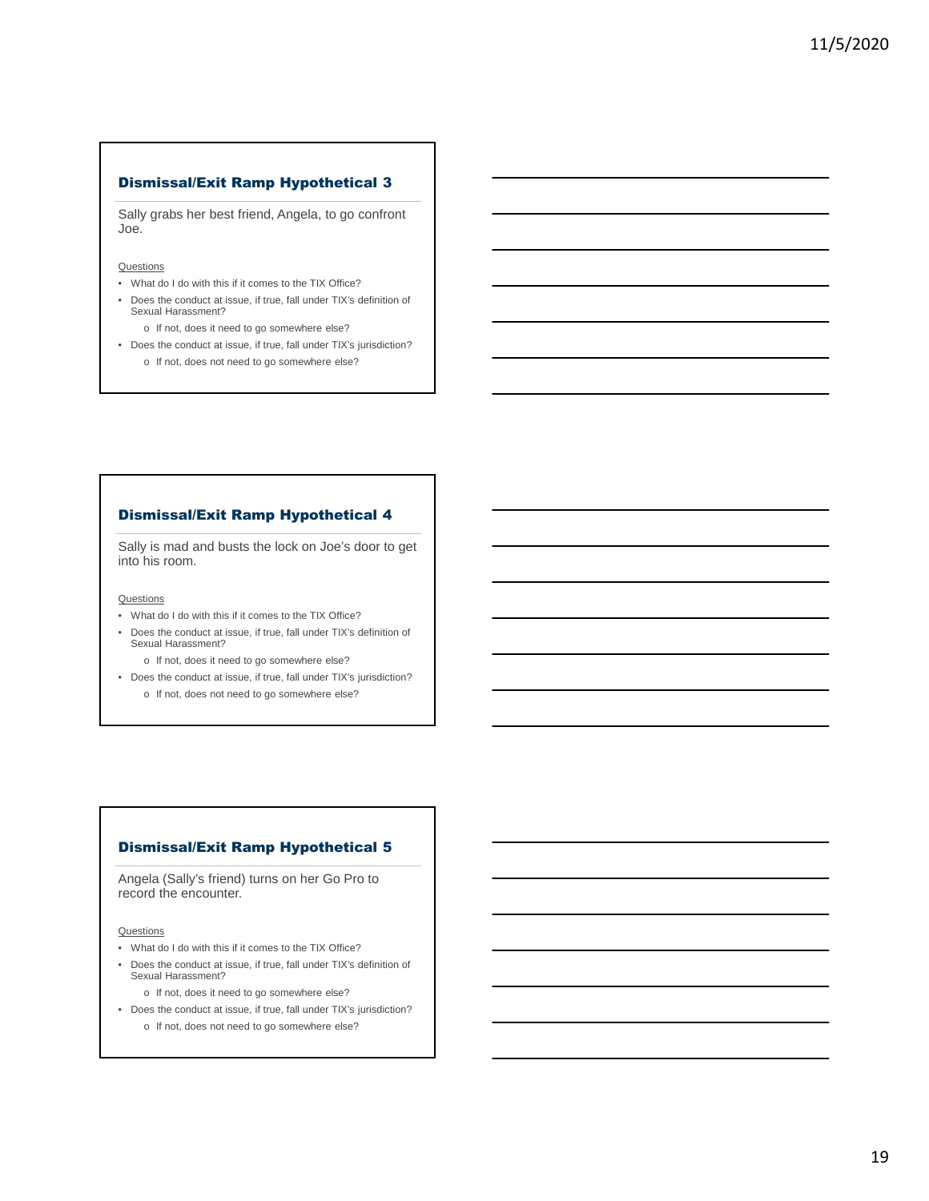## Dismissal/Exit Ramp Hypothetical 3

Sally grabs her best friend, Angela, to go confront Joe.

Questions

- What do I do with this if it comes to the TIX Office?
- Does the conduct at issue, if true, fall under TIX's definition of Sexual Harassment?
  - If not, does it need to go somewhere else?
- Does the conduct at issue, if true, fall under TIX's jurisdiction?
  - If not, does not need to go somewhere else?

## Dismissal/Exit Ramp Hypothetical 4

Sally is mad and busts the lock on Joe's door to get into his room.

Questions

- What do I do with this if it comes to the TIX Office?
- Does the conduct at issue, if true, fall under TIX's definition of Sexual Harassment?
  - If not, does it need to go somewhere else?
- Does the conduct at issue, if true, fall under TIX's jurisdiction?
  - If not, does not need to go somewhere else?

## Dismissal/Exit Ramp Hypothetical 5

Angela (Sally's friend) turns on her Go Pro to record the encounter.

Questions

- What do I do with this if it comes to the TIX Office?
- Does the conduct at issue, if true, fall under TIX's definition of Sexual Harassment?
  - If not, does it need to go somewhere else?
- Does the conduct at issue, if true, fall under TIX's jurisdiction?
  - If not, does not need to go somewhere else?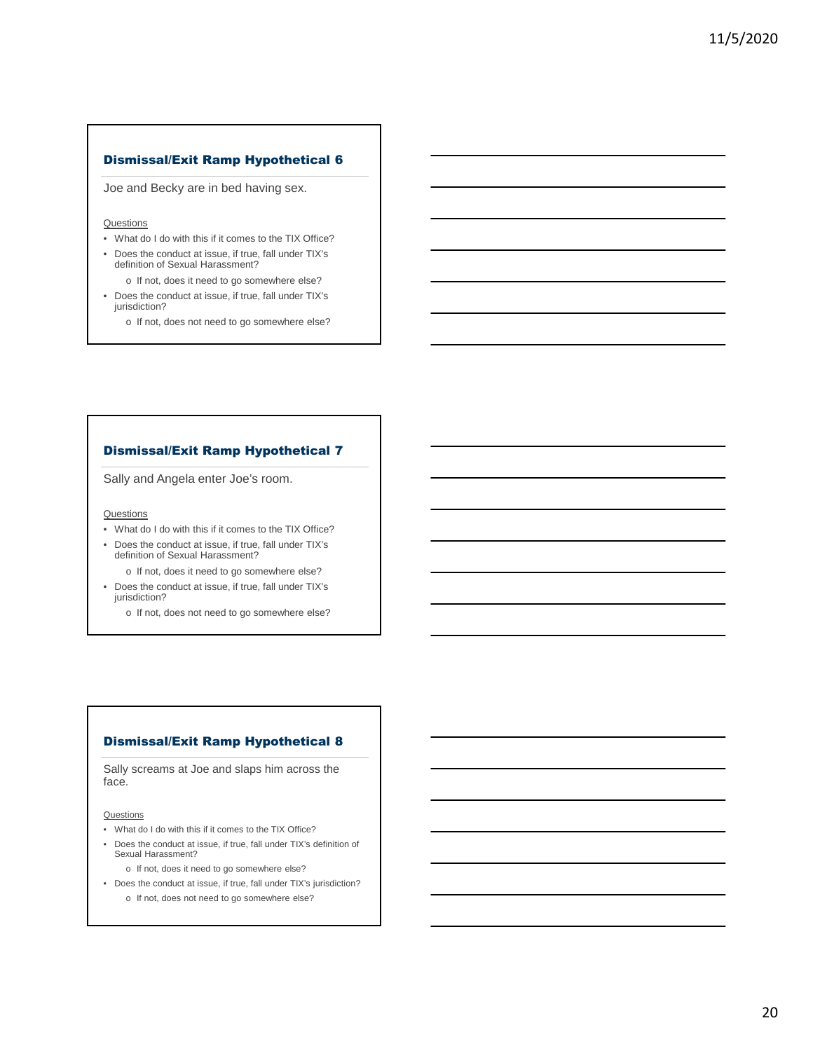## Dismissal/Exit Ramp Hypothetical 6

Joe and Becky are in bed having sex.

Questions

- What do I do with this if it comes to the TIX Office?
- Does the conduct at issue, if true, fall under TIX's definition of Sexual Harassment?
  - If not, does it need to go somewhere else?
- Does the conduct at issue, if true, fall under TIX's jurisdiction?
  - If not, does not need to go somewhere else?

## Dismissal/Exit Ramp Hypothetical 7

Sally and Angela enter Joe's room.

Questions

- What do I do with this if it comes to the TIX Office?
- Does the conduct at issue, if true, fall under TIX's definition of Sexual Harassment?
  - If not, does it need to go somewhere else?
- Does the conduct at issue, if true, fall under TIX's jurisdiction?
  - If not, does not need to go somewhere else?

## Dismissal/Exit Ramp Hypothetical 8

Sally screams at Joe and slaps him across the face.

Questions

- What do I do with this if it comes to the TIX Office?
- Does the conduct at issue, if true, fall under TIX's definition of Sexual Harassment?
  - If not, does it need to go somewhere else?
- Does the conduct at issue, if true, fall under TIX's jurisdiction?
  - If not, does not need to go somewhere else?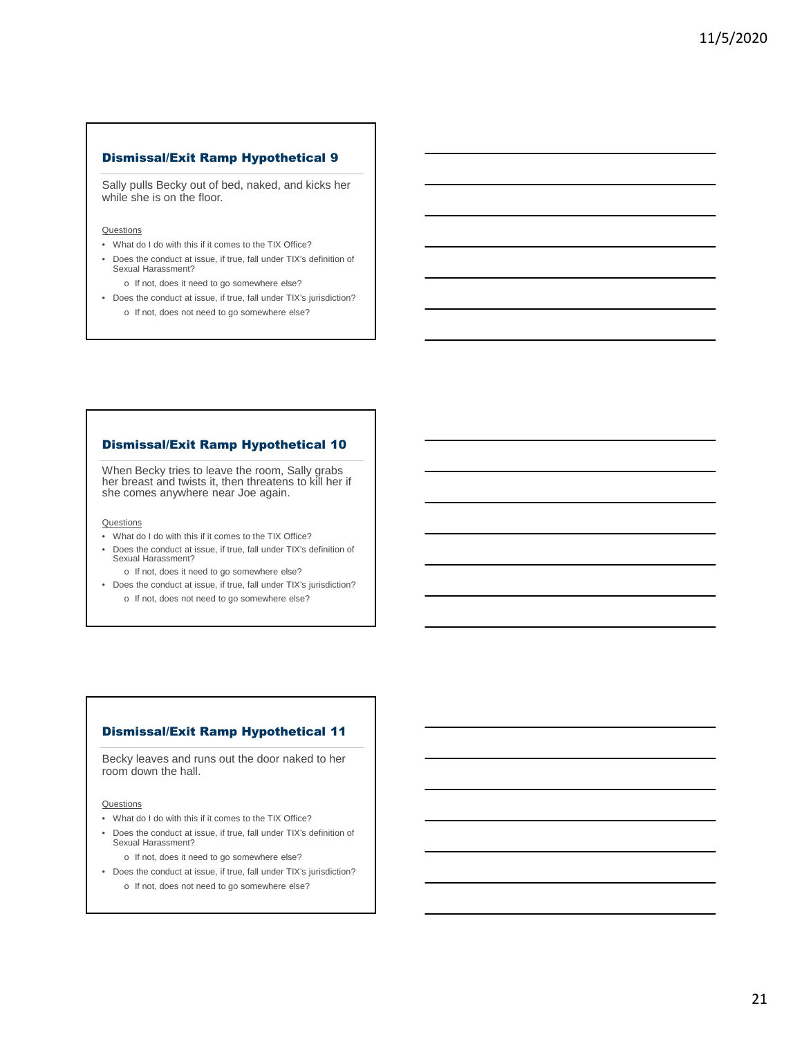## Dismissal/Exit Ramp Hypothetical 9

Sally pulls Becky out of bed, naked, and kicks her while she is on the floor.

Questions

- What do I do with this if it comes to the TIX Office?
- Does the conduct at issue, if true, fall under TIX's definition of Sexual Harassment?
  - If not, does it need to go somewhere else?
- Does the conduct at issue, if true, fall under TIX's jurisdiction?
  - If not, does not need to go somewhere else?

## Dismissal/Exit Ramp Hypothetical 10

When Becky tries to leave the room, Sally grabs her breast and twists it, then threatens to kill her if she comes anywhere near Joe again.

Questions

- What do I do with this if it comes to the TIX Office?
- Does the conduct at issue, if true, fall under TIX's definition of Sexual Harassment?
  - If not, does it need to go somewhere else?
- Does the conduct at issue, if true, fall under TIX's jurisdiction?
  - If not, does not need to go somewhere else?

## Dismissal/Exit Ramp Hypothetical 11

Becky leaves and runs out the door naked to her room down the hall.

Questions

- What do I do with this if it comes to the TIX Office?
- Does the conduct at issue, if true, fall under TIX's definition of Sexual Harassment?
  - If not, does it need to go somewhere else?
- Does the conduct at issue, if true, fall under TIX's jurisdiction?
  - If not, does not need to go somewhere else?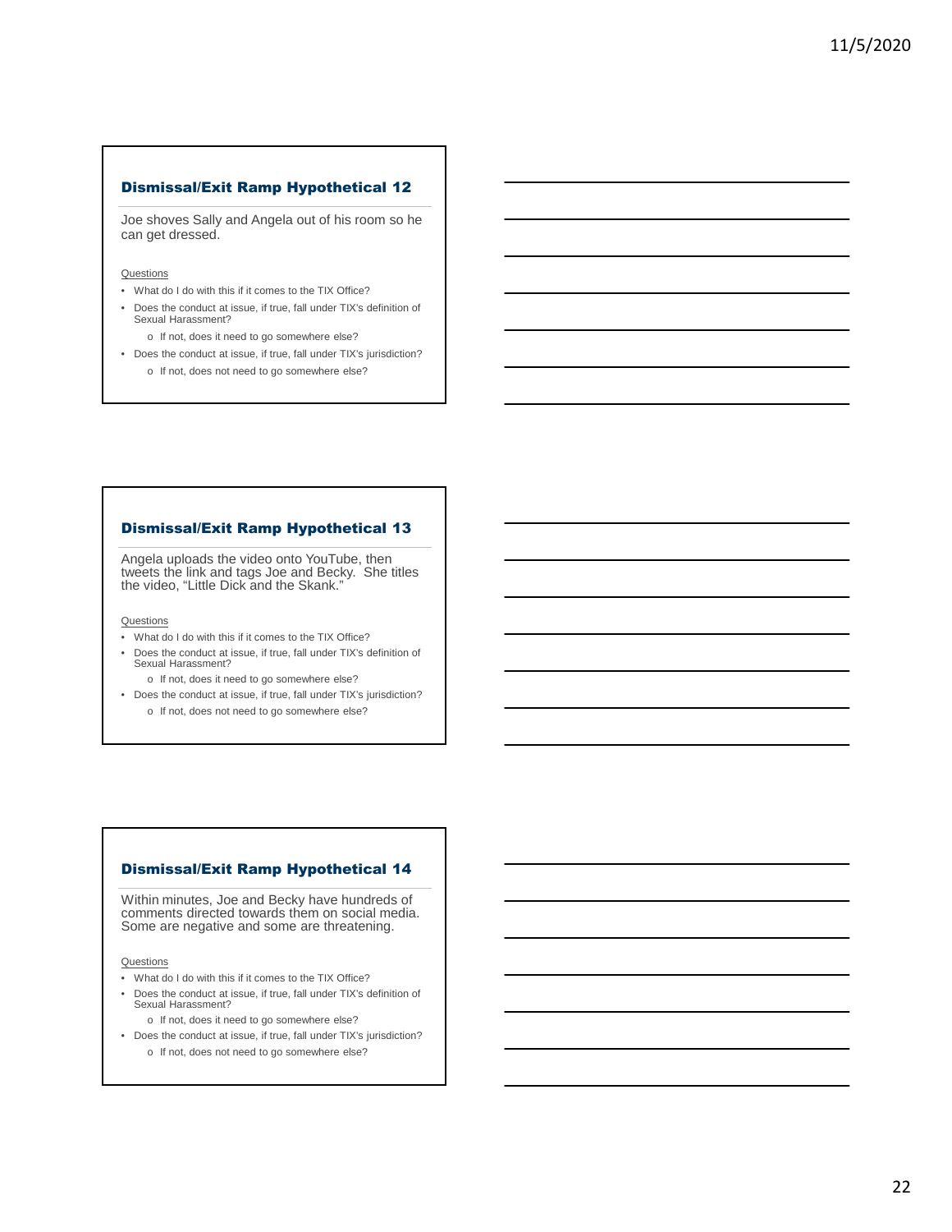## Dismissal/Exit Ramp Hypothetical 12

Joe shoves Sally and Angela out of his room so he can get dressed.

Questions

- What do I do with this if it comes to the TIX Office?
- Does the conduct at issue, if true, fall under TIX's definition of Sexual Harassment?
  - If not, does it need to go somewhere else?
- Does the conduct at issue, if true, fall under TIX's jurisdiction?
  - If not, does not need to go somewhere else?

## Dismissal/Exit Ramp Hypothetical 13

Angela uploads the video onto YouTube, then tweets the link and tags Joe and Becky. She titles the video, "Little Dick and the Skank."

Questions

- What do I do with this if it comes to the TIX Office?
- Does the conduct at issue, if true, fall under TIX's definition of Sexual Harassment?
  - If not, does it need to go somewhere else?
- Does the conduct at issue, if true, fall under TIX's jurisdiction?
  - If not, does not need to go somewhere else?

## Dismissal/Exit Ramp Hypothetical 14

Within minutes, Joe and Becky have hundreds of comments directed towards them on social media. Some are negative and some are threatening.

Questions

- What do I do with this if it comes to the TIX Office?
- Does the conduct at issue, if true, fall under TIX's definition of Sexual Harassment?
  - If not, does it need to go somewhere else?
- Does the conduct at issue, if true, fall under TIX's jurisdiction?
  - If not, does not need to go somewhere else?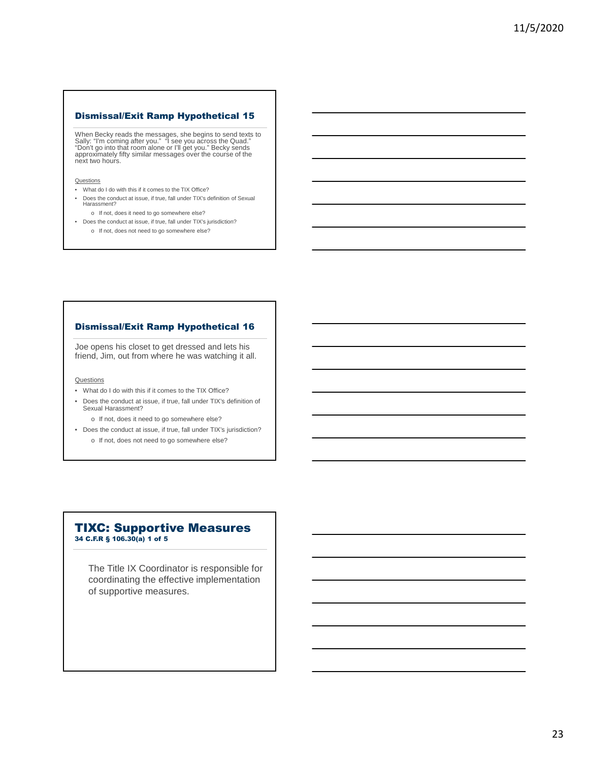## Dismissal/Exit Ramp Hypothetical 15

When Becky reads the messages, she begins to send texts to Sally: "I'm coming after you." "I see you across the Quad." "Don't go into that room alone or I'll get you." Becky sends approximately fifty similar messages over the course of the next two hours.

Questions

- What do I do with this if it comes to the TIX Office?
- Does the conduct at issue, if true, fall under TIX's definition of Sexual Harassment?
  - If not, does it need to go somewhere else?
- Does the conduct at issue, if true, fall under TIX's jurisdiction?
  - If not, does not need to go somewhere else?

## Dismissal/Exit Ramp Hypothetical 16

Joe opens his closet to get dressed and lets his friend, Jim, out from where he was watching it all.

Questions

- What do I do with this if it comes to the TIX Office?
- Does the conduct at issue, if true, fall under TIX's definition of Sexual Harassment?
  - If not, does it need to go somewhere else?
- Does the conduct at issue, if true, fall under TIX's jurisdiction?
  - If not, does not need to go somewhere else?

## TIXC: Supportive Measures

**34 C.F.R § 106.30(a) 1 of 5**

The Title IX Coordinator is responsible for coordinating the effective implementation of supportive measures.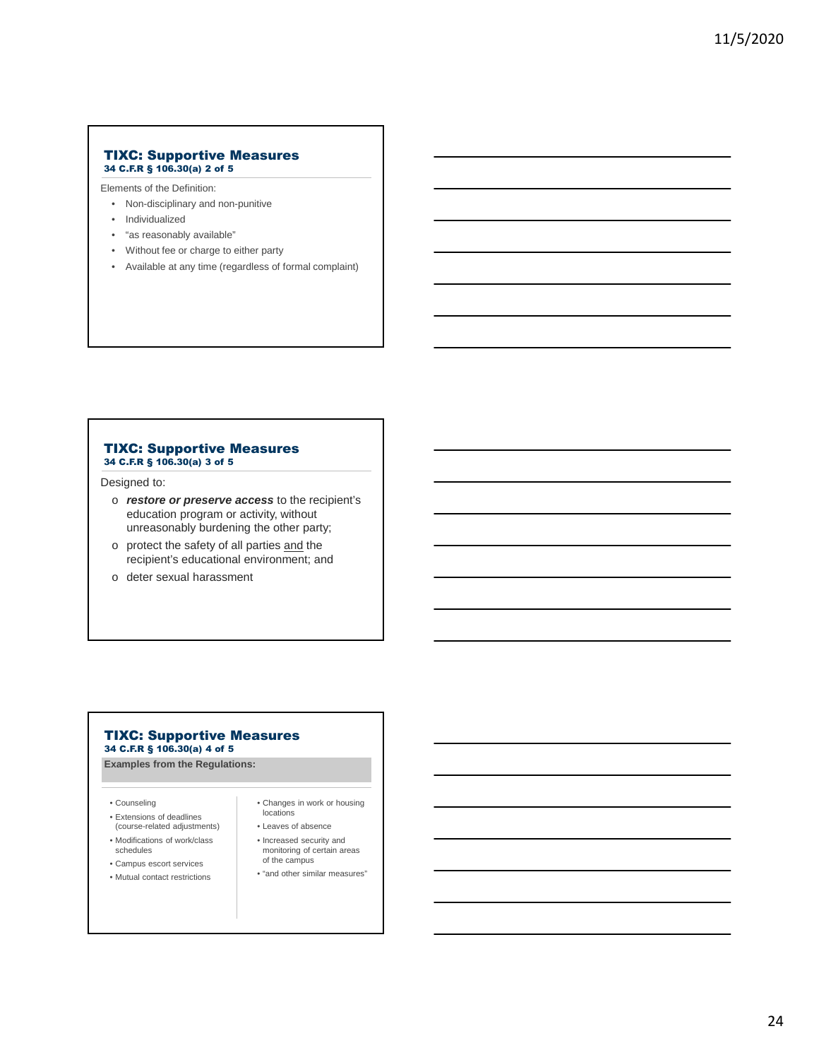## TIXC: Supportive Measures

**34 C.F.R § 106.30(a) 2 of 5**

Elements of the Definition:

- Non-disciplinary and non-punitive
- Individualized
- "as reasonably available"
- Without fee or charge to either party
- Available at any time (regardless of formal complaint)

## TIXC: Supportive Measures

**34 C.F.R § 106.30(a) 3 of 5**

Designed to:

- ***restore or preserve access*** to the recipient's education program or activity, without unreasonably burdening the other party;
- protect the safety of all parties <u>and</u> the recipient's educational environment; and
- deter sexual harassment

## TIXC: Supportive Measures

**34 C.F.R § 106.30(a) 4 of 5**

**Examples from the Regulations:**

- Counseling
- Extensions of deadlines (course-related adjustments)
- Modifications of work/class schedules
- Campus escort services
- Mutual contact restrictions
- Changes in work or housing locations
- Leaves of absence
- Increased security and monitoring of certain areas of the campus
- "and other similar measures"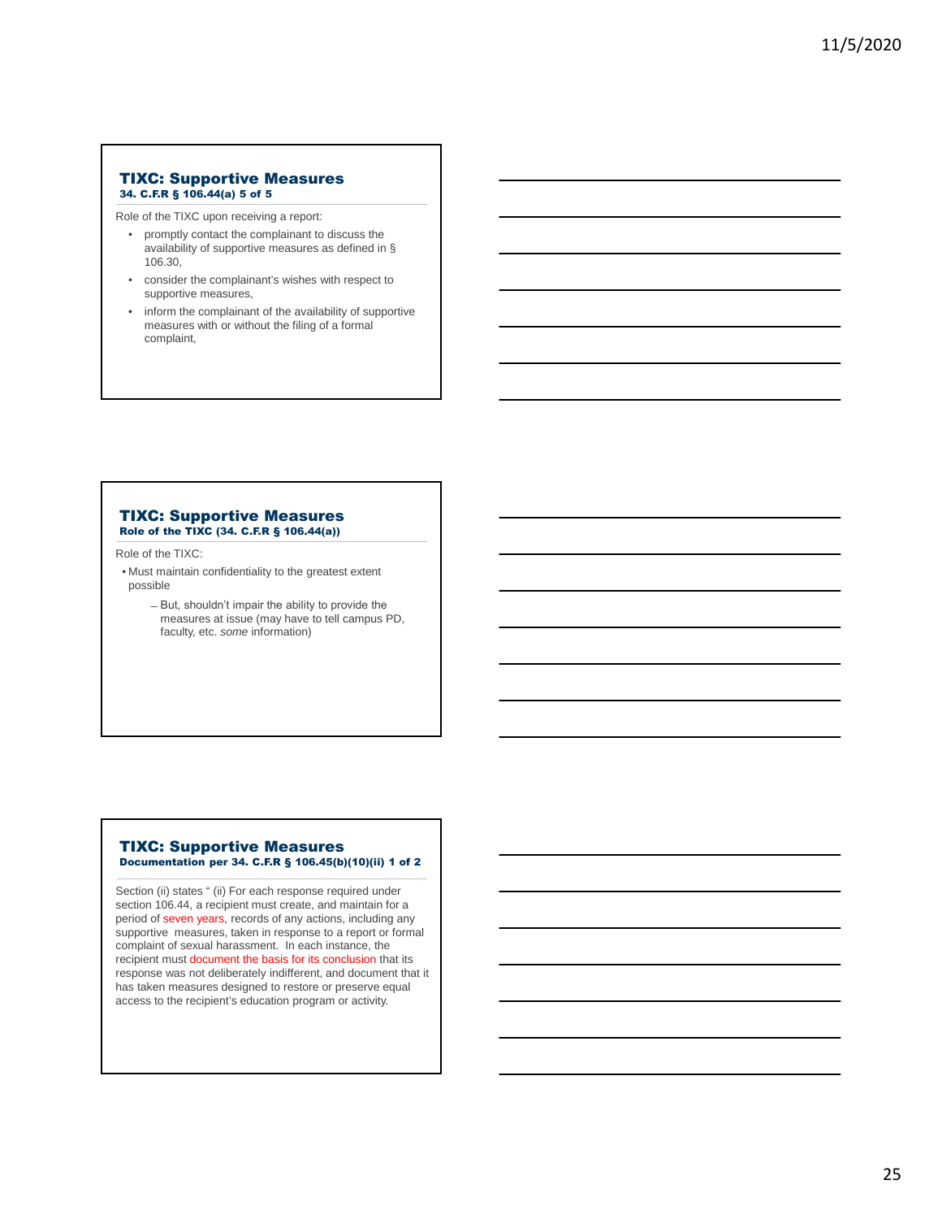## TIXC: Supportive Measures
**34. C.F.R § 106.44(a) 5 of 5**

Role of the TIXC upon receiving a report:

- promptly contact the complainant to discuss the availability of supportive measures as defined in § 106.30,
- consider the complainant's wishes with respect to supportive measures,
- inform the complainant of the availability of supportive measures with or without the filing of a formal complaint,

## TIXC: Supportive Measures
**Role of the TIXC (34. C.F.R § 106.44(a))**

Role of the TIXC:

- Must maintain confidentiality to the greatest extent possible
  - But, shouldn't impair the ability to provide the measures at issue (may have to tell campus PD, faculty, etc. *some* information)

## TIXC: Supportive Measures
**Documentation per 34. C.F.R § 106.45(b)(10)(ii) 1 of 2**

Section (ii) states " (ii) For each response required under section 106.44, a recipient must create, and maintain for a period of seven years, records of any actions, including any supportive measures, taken in response to a report or formal complaint of sexual harassment. In each instance, the recipient must document the basis for its conclusion that its response was not deliberately indifferent, and document that it has taken measures designed to restore or preserve equal access to the recipient's education program or activity.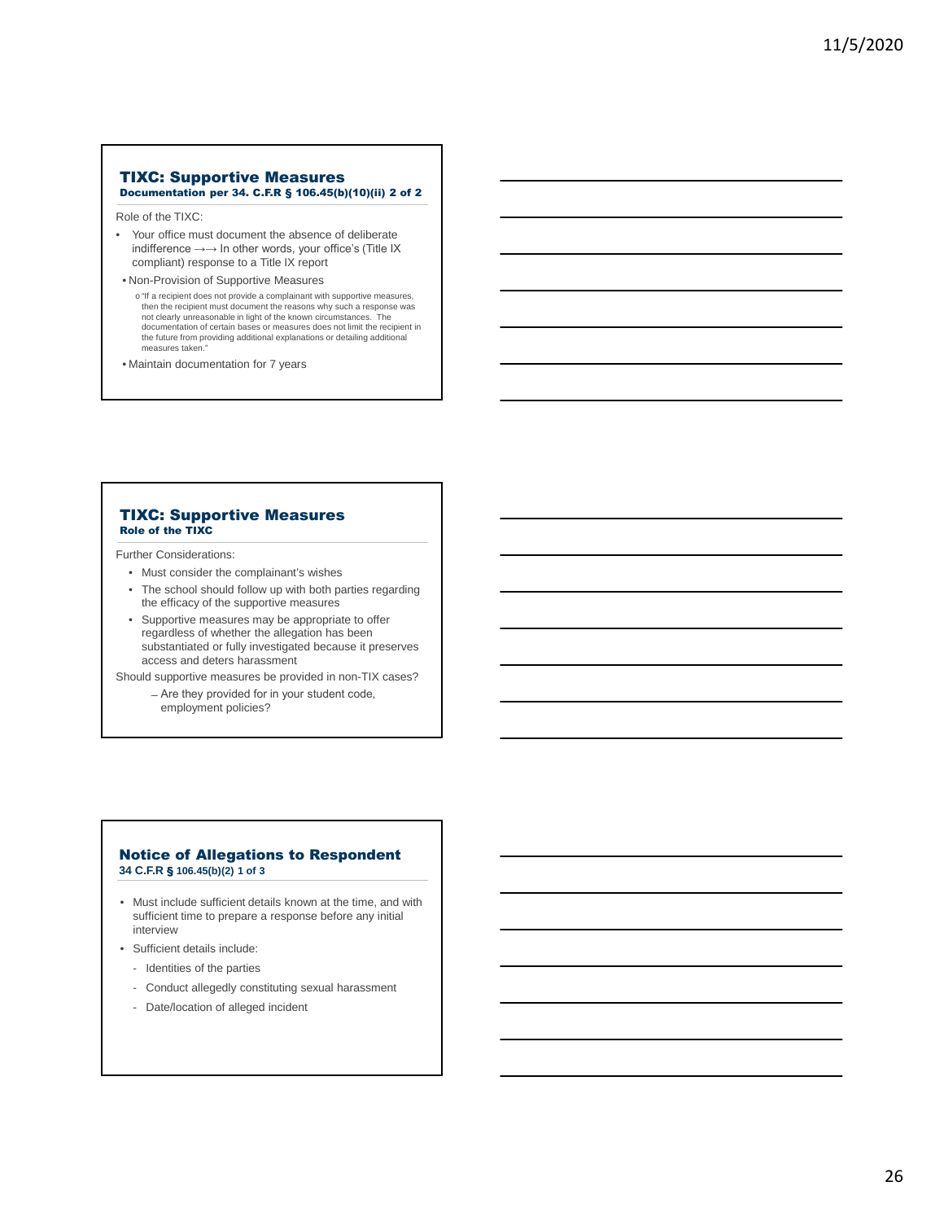## TIXC: Supportive Measures
### Documentation per 34. C.F.R § 106.45(b)(10)(ii) 2 of 2

Role of the TIXC:

- Your office must document the absence of deliberate indifference →→ In other words, your office's (Title IX compliant) response to a Title IX report
- Non-Provision of Supportive Measures
  - "If a recipient does not provide a complainant with supportive measures, then the recipient must document the reasons why such a response was not clearly unreasonable in light of the known circumstances. The documentation of certain bases or measures does not limit the recipient in the future from providing additional explanations or detailing additional measures taken."
- Maintain documentation for 7 years

## TIXC: Supportive Measures
### Role of the TIXC

Further Considerations:

- Must consider the complainant's wishes
- The school should follow up with both parties regarding the efficacy of the supportive measures
- Supportive measures may be appropriate to offer regardless of whether the allegation has been substantiated or fully investigated because it preserves access and deters harassment

Should supportive measures be provided in non-TIX cases?

- Are they provided for in your student code, employment policies?

## Notice of Allegations to Respondent
### 34 C.F.R § 106.45(b)(2) 1 of 3

- Must include sufficient details known at the time, and with sufficient time to prepare a response before any initial interview
- Sufficient details include:
  - Identities of the parties
  - Conduct allegedly constituting sexual harassment
  - Date/location of alleged incident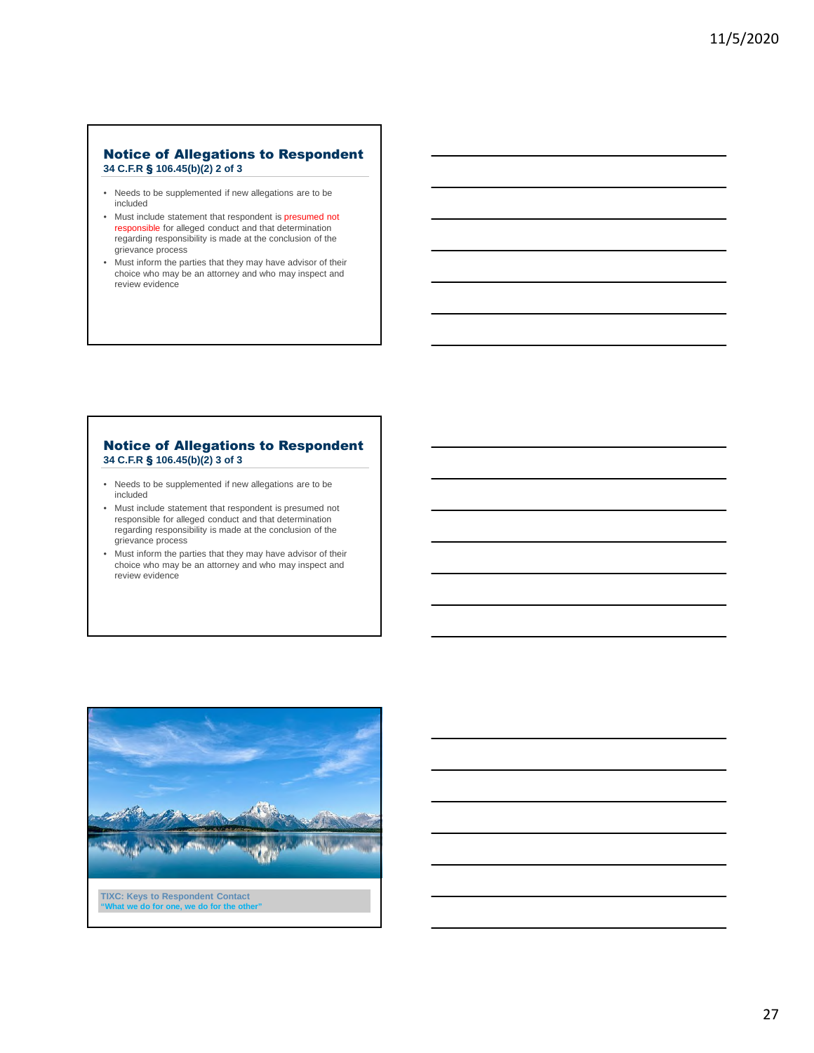## Notice of Allegations to Respondent

**34 C.F.R § 106.45(b)(2) 2 of 3**

- Needs to be supplemented if new allegations are to be included
- Must include statement that respondent is presumed not responsible for alleged conduct and that determination regarding responsibility is made at the conclusion of the grievance process
- Must inform the parties that they may have advisor of their choice who may be an attorney and who may inspect and review evidence

## Notice of Allegations to Respondent

**34 C.F.R § 106.45(b)(2) 3 of 3**

- Needs to be supplemented if new allegations are to be included
- Must include statement that respondent is presumed not responsible for alleged conduct and that determination regarding responsibility is made at the conclusion of the grievance process
- Must inform the parties that they may have advisor of their choice who may be an attorney and who may inspect and review evidence

**TIXC: Keys to Respondent Contact**
**"What we do for one, we do for the other"**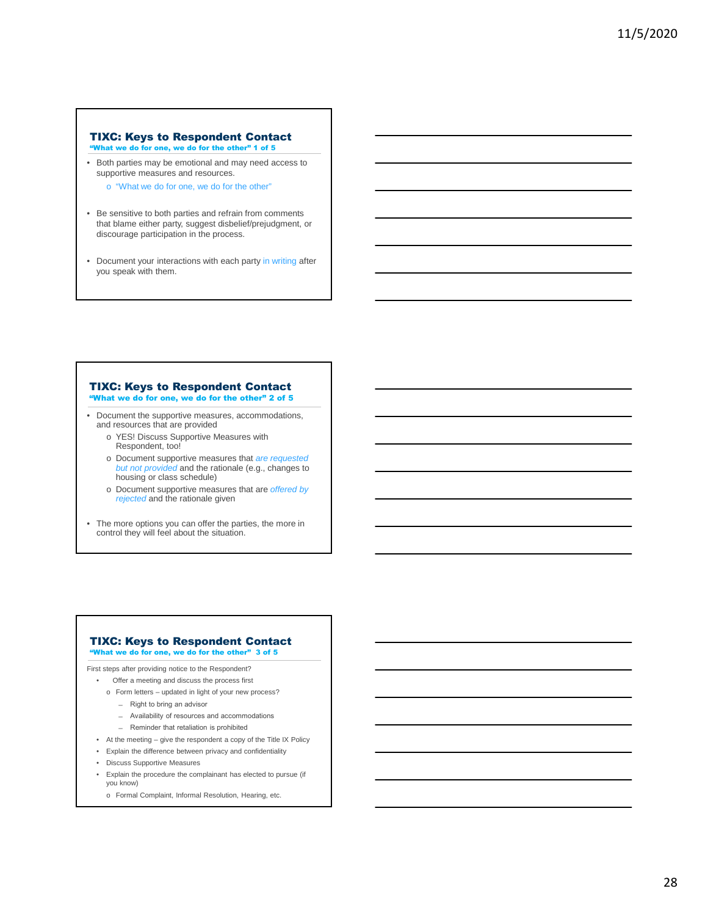## TIXC: Keys to Respondent Contact

**"What we do for one, we do for the other" 1 of 5**

- Both parties may be emotional and may need access to supportive measures and resources.
  - "What we do for one, we do for the other"
- Be sensitive to both parties and refrain from comments that blame either party, suggest disbelief/prejudgment, or discourage participation in the process.
- Document your interactions with each party in writing after you speak with them.

## TIXC: Keys to Respondent Contact

**"What we do for one, we do for the other" 2 of 5**

- Document the supportive measures, accommodations, and resources that are provided
  - YES! Discuss Supportive Measures with Respondent, too!
  - Document supportive measures that *are requested but not provided* and the rationale (e.g., changes to housing or class schedule)
  - Document supportive measures that are *offered by rejected* and the rationale given
- The more options you can offer the parties, the more in control they will feel about the situation.

## TIXC: Keys to Respondent Contact

**"What we do for one, we do for the other" 3 of 5**

First steps after providing notice to the Respondent?

- Offer a meeting and discuss the process first
  - Form letters – updated in light of your new process?
    - Right to bring an advisor
    - Availability of resources and accommodations
    - Reminder that retaliation is prohibited
- At the meeting – give the respondent a copy of the Title IX Policy
- Explain the difference between privacy and confidentiality
- Discuss Supportive Measures
- Explain the procedure the complainant has elected to pursue (if you know)
  - Formal Complaint, Informal Resolution, Hearing, etc.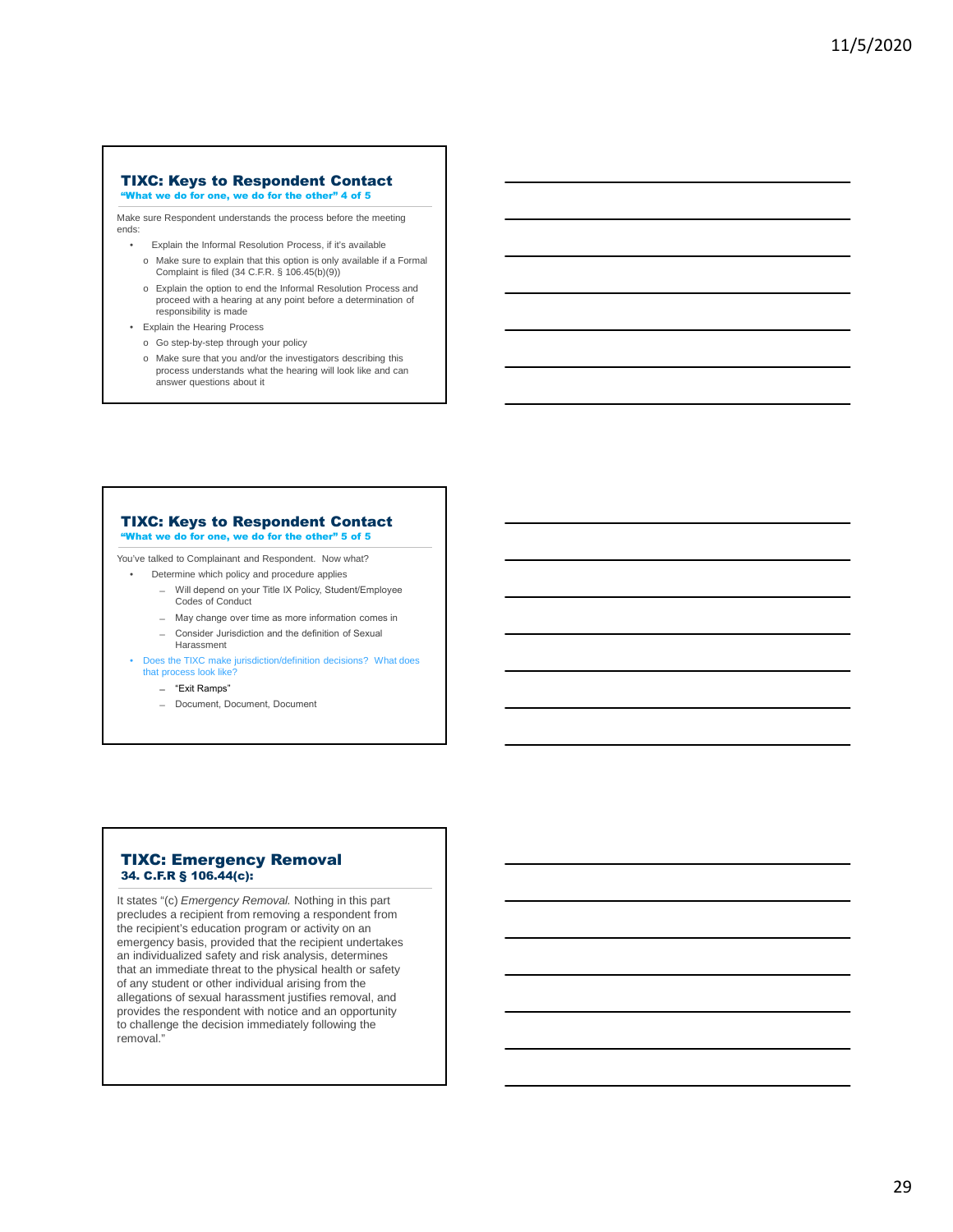## TIXC: Keys to Respondent Contact

**"What we do for one, we do for the other" 4 of 5**

Make sure Respondent understands the process before the meeting ends:

- Explain the Informal Resolution Process, if it's available
  - Make sure to explain that this option is only available if a Formal Complaint is filed (34 C.F.R. § 106.45(b)(9))
  - Explain the option to end the Informal Resolution Process and proceed with a hearing at any point before a determination of responsibility is made
- Explain the Hearing Process
  - Go step-by-step through your policy
  - Make sure that you and/or the investigators describing this process understands what the hearing will look like and can answer questions about it

## TIXC: Keys to Respondent Contact

**"What we do for one, we do for the other" 5 of 5**

You've talked to Complainant and Respondent. Now what?

- Determine which policy and procedure applies
  - Will depend on your Title IX Policy, Student/Employee Codes of Conduct
  - May change over time as more information comes in
  - Consider Jurisdiction and the definition of Sexual Harassment
- Does the TIXC make jurisdiction/definition decisions? What does that process look like?
  - "Exit Ramps"
  - Document, Document, Document

## TIXC: Emergency Removal

**34. C.F.R § 106.44(c):**

It states "(c) *Emergency Removal.* Nothing in this part precludes a recipient from removing a respondent from the recipient's education program or activity on an emergency basis, provided that the recipient undertakes an individualized safety and risk analysis, determines that an immediate threat to the physical health or safety of any student or other individual arising from the allegations of sexual harassment justifies removal, and provides the respondent with notice and an opportunity to challenge the decision immediately following the removal."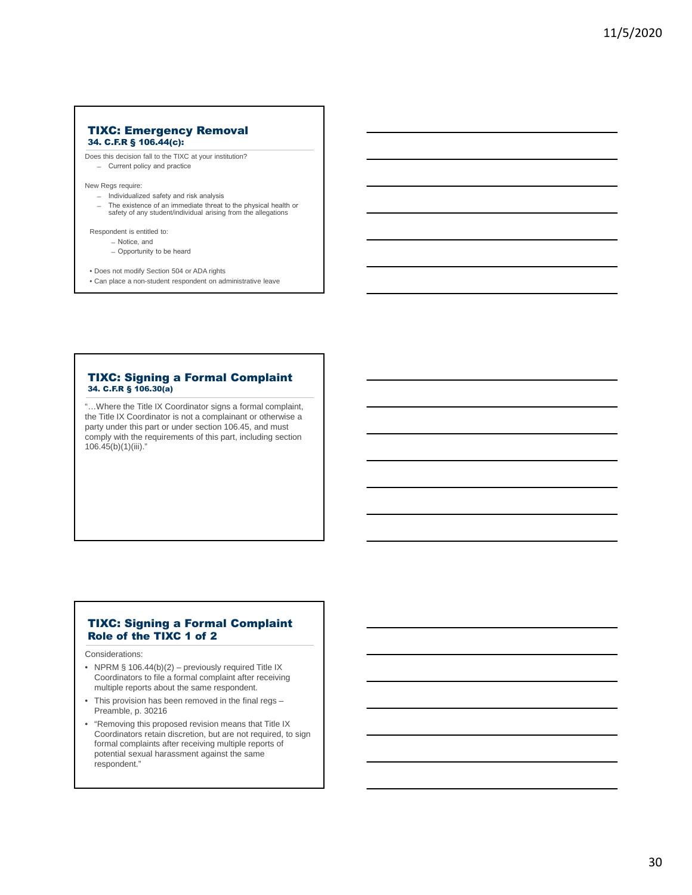## TIXC: Emergency Removal
### 34. C.F.R § 106.44(c):

Does this decision fall to the TIXC at your institution?
- Current policy and practice

New Regs require:
- Individualized safety and risk analysis
- The existence of an immediate threat to the physical health or safety of any student/individual arising from the allegations

Respondent is entitled to:
- Notice, and
- Opportunity to be heard

- Does not modify Section 504 or ADA rights
- Can place a non-student respondent on administrative leave

## TIXC: Signing a Formal Complaint
### 34. C.F.R § 106.30(a)

"…Where the Title IX Coordinator signs a formal complaint, the Title IX Coordinator is not a complainant or otherwise a party under this part or under section 106.45, and must comply with the requirements of this part, including section 106.45(b)(1)(iii)."

## TIXC: Signing a Formal Complaint Role of the TIXC 1 of 2

Considerations:

- NPRM § 106.44(b)(2) – previously required Title IX Coordinators to file a formal complaint after receiving multiple reports about the same respondent.
- This provision has been removed in the final regs – Preamble, p. 30216
- "Removing this proposed revision means that Title IX Coordinators retain discretion, but are not required, to sign formal complaints after receiving multiple reports of potential sexual harassment against the same respondent."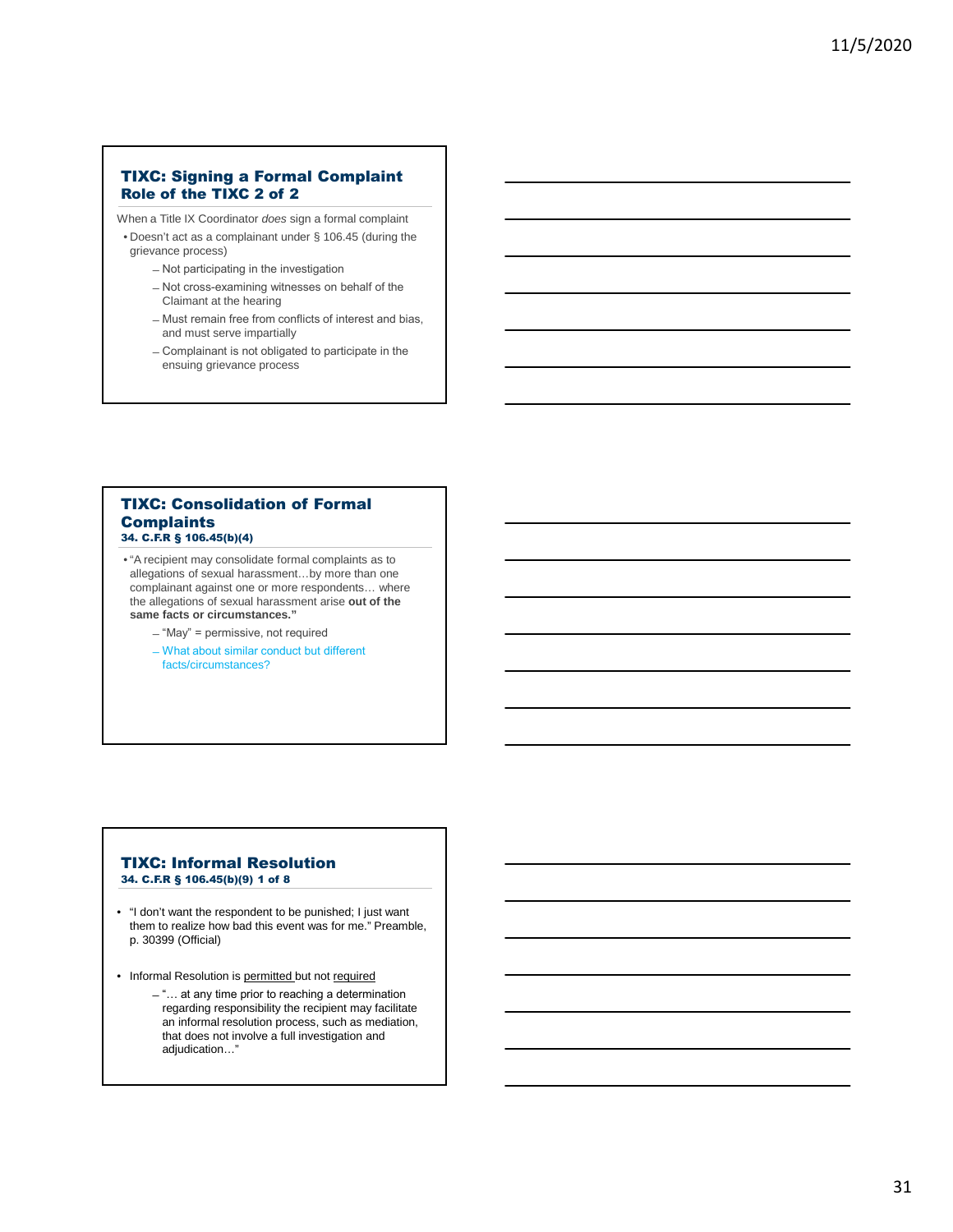## TIXC: Signing a Formal Complaint Role of the TIXC 2 of 2

When a Title IX Coordinator *does* sign a formal complaint

- Doesn't act as a complainant under § 106.45 (during the grievance process)
  - Not participating in the investigation
  - Not cross-examining witnesses on behalf of the Claimant at the hearing
  - Must remain free from conflicts of interest and bias, and must serve impartially
  - Complainant is not obligated to participate in the ensuing grievance process

## TIXC: Consolidation of Formal Complaints

**34. C.F.R § 106.45(b)(4)**

- "A recipient may consolidate formal complaints as to allegations of sexual harassment…by more than one complainant against one or more respondents… where the allegations of sexual harassment arise **out of the same facts or circumstances."**
  - "May" = permissive, not required
  - What about similar conduct but different facts/circumstances?

## TIXC: Informal Resolution

**34. C.F.R § 106.45(b)(9) 1 of 8**

- "I don't want the respondent to be punished; I just want them to realize how bad this event was for me." Preamble, p. 30399 (Official)
- Informal Resolution is <u>permitted</u> but not <u>required</u>
  - "… at any time prior to reaching a determination regarding responsibility the recipient may facilitate an informal resolution process, such as mediation, that does not involve a full investigation and adjudication…"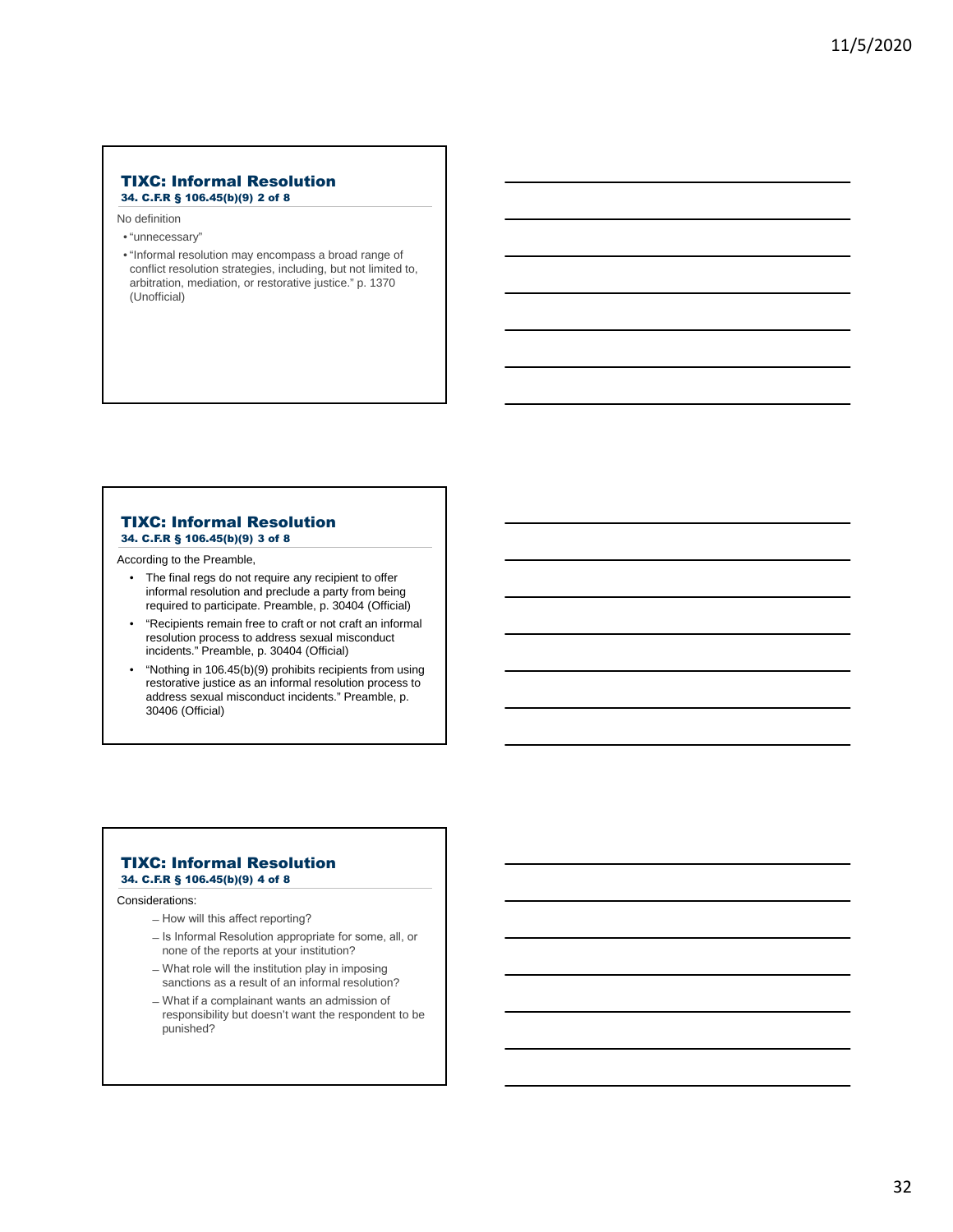## TIXC: Informal Resolution

### 34. C.F.R § 106.45(b)(9) 2 of 8

No definition

- "unnecessary"
- "Informal resolution may encompass a broad range of conflict resolution strategies, including, but not limited to, arbitration, mediation, or restorative justice." p. 1370 (Unofficial)

## TIXC: Informal Resolution

### 34. C.F.R § 106.45(b)(9) 3 of 8

According to the Preamble,

- The final regs do not require any recipient to offer informal resolution and preclude a party from being required to participate. Preamble, p. 30404 (Official)
- "Recipients remain free to craft or not craft an informal resolution process to address sexual misconduct incidents." Preamble, p. 30404 (Official)
- "Nothing in 106.45(b)(9) prohibits recipients from using restorative justice as an informal resolution process to address sexual misconduct incidents." Preamble, p. 30406 (Official)

## TIXC: Informal Resolution

### 34. C.F.R § 106.45(b)(9) 4 of 8

Considerations:

- How will this affect reporting?
- Is Informal Resolution appropriate for some, all, or none of the reports at your institution?
- What role will the institution play in imposing sanctions as a result of an informal resolution?
- What if a complainant wants an admission of responsibility but doesn't want the respondent to be punished?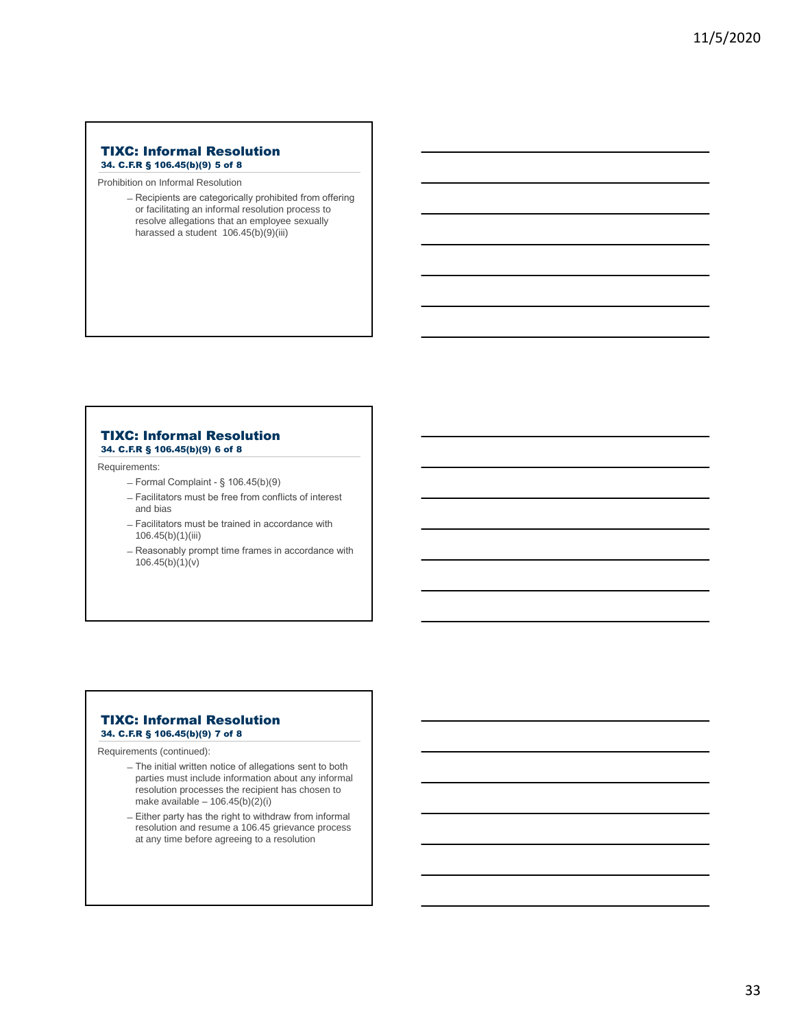## TIXC: Informal Resolution

### 34. C.F.R § 106.45(b)(9) 5 of 8

Prohibition on Informal Resolution

- Recipients are categorically prohibited from offering or facilitating an informal resolution process to resolve allegations that an employee sexually harassed a student 106.45(b)(9)(iii)

## TIXC: Informal Resolution

### 34. C.F.R § 106.45(b)(9) 6 of 8

Requirements:

- Formal Complaint - § 106.45(b)(9)
- Facilitators must be free from conflicts of interest and bias
- Facilitators must be trained in accordance with 106.45(b)(1)(iii)
- Reasonably prompt time frames in accordance with 106.45(b)(1)(v)

## TIXC: Informal Resolution

### 34. C.F.R § 106.45(b)(9) 7 of 8

Requirements (continued):

- The initial written notice of allegations sent to both parties must include information about any informal resolution processes the recipient has chosen to make available – 106.45(b)(2)(i)
- Either party has the right to withdraw from informal resolution and resume a 106.45 grievance process at any time before agreeing to a resolution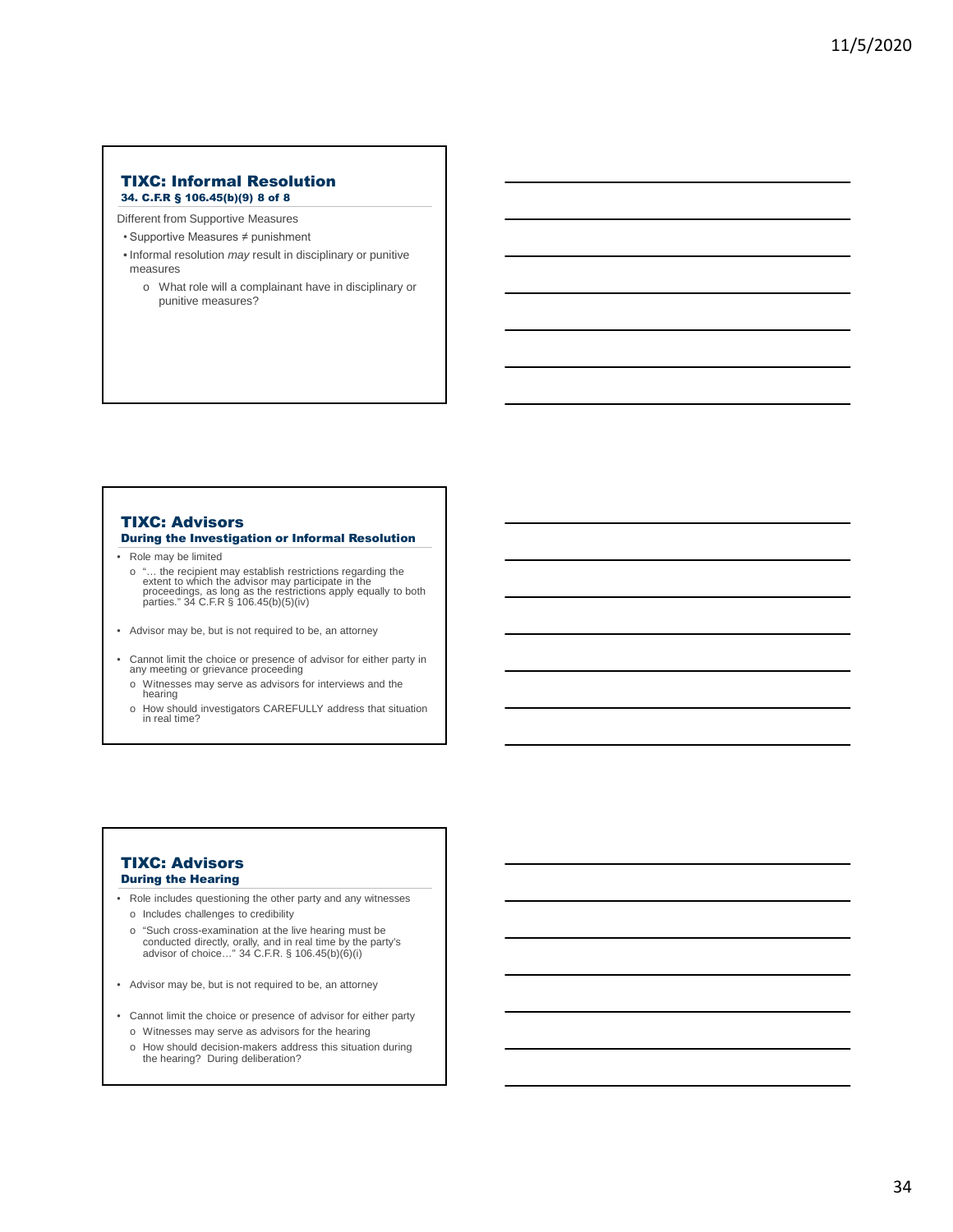## TIXC: Informal Resolution

### 34. C.F.R § 106.45(b)(9) 8 of 8

Different from Supportive Measures

- Supportive Measures ≠ punishment
- Informal resolution *may* result in disciplinary or punitive measures
  - What role will a complainant have in disciplinary or punitive measures?

## TIXC: Advisors

### During the Investigation or Informal Resolution

- Role may be limited
  - "… the recipient may establish restrictions regarding the extent to which the advisor may participate in the proceedings, as long as the restrictions apply equally to both parties." 34 C.F.R § 106.45(b)(5)(iv)
- Advisor may be, but is not required to be, an attorney
- Cannot limit the choice or presence of advisor for either party in any meeting or grievance proceeding
  - Witnesses may serve as advisors for interviews and the hearing
  - How should investigators CAREFULLY address that situation in real time?

## TIXC: Advisors

### During the Hearing

- Role includes questioning the other party and any witnesses
  - Includes challenges to credibility
  - "Such cross-examination at the live hearing must be conducted directly, orally, and in real time by the party's advisor of choice…" 34 C.F.R. § 106.45(b)(6)(i)
- Advisor may be, but is not required to be, an attorney
- Cannot limit the choice or presence of advisor for either party
  - Witnesses may serve as advisors for the hearing
  - How should decision-makers address this situation during the hearing? During deliberation?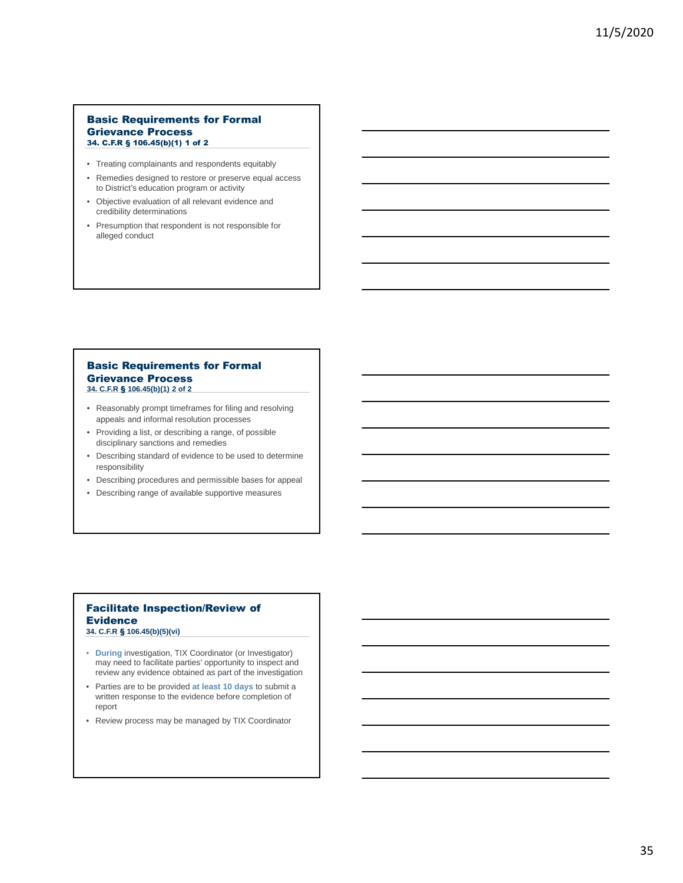## Basic Requirements for Formal Grievance Process

**34. C.F.R § 106.45(b)(1) 1 of 2**

- Treating complainants and respondents equitably
- Remedies designed to restore or preserve equal access to District's education program or activity
- Objective evaluation of all relevant evidence and credibility determinations
- Presumption that respondent is not responsible for alleged conduct

## Basic Requirements for Formal Grievance Process

**34. C.F.R § 106.45(b)(1) 2 of 2**

- Reasonably prompt timeframes for filing and resolving appeals and informal resolution processes
- Providing a list, or describing a range, of possible disciplinary sanctions and remedies
- Describing standard of evidence to be used to determine responsibility
- Describing procedures and permissible bases for appeal
- Describing range of available supportive measures

## Facilitate Inspection/Review of Evidence

**34. C.F.R § 106.45(b)(5)(vi)**

- **During** investigation, TIX Coordinator (or Investigator) may need to facilitate parties' opportunity to inspect and review any evidence obtained as part of the investigation
- Parties are to be provided **at least 10 days** to submit a written response to the evidence before completion of report
- Review process may be managed by TIX Coordinator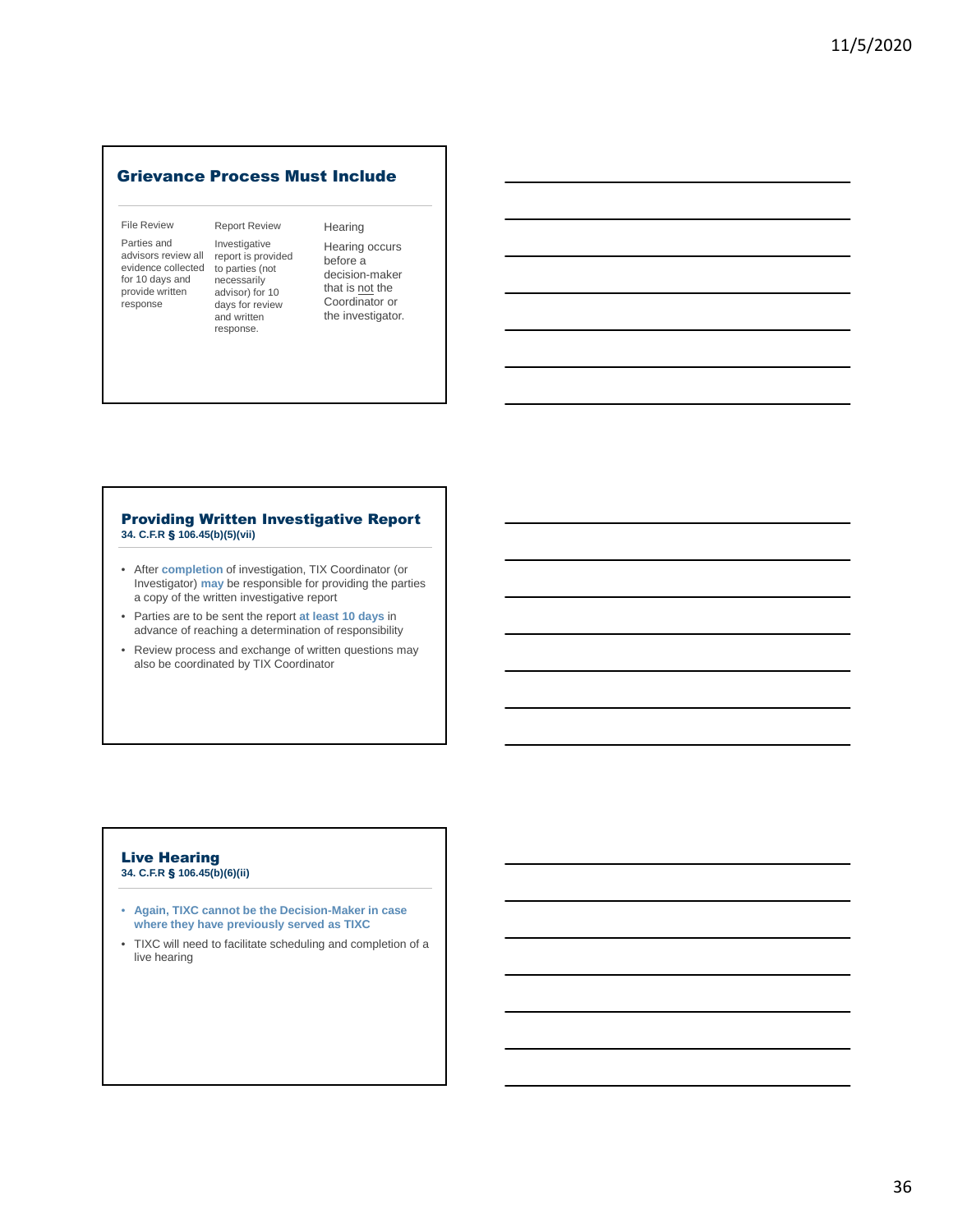## Grievance Process Must Include

| File Review | Report Review | Hearing |
| --- | --- | --- |
| Parties and advisors review all evidence collected for 10 days and provide written response | Investigative report is provided to parties (not necessarily advisor) for 10 days for review and written response. | Hearing occurs before a decision-maker that is not the Coordinator or the investigator. |

## Providing Written Investigative Report

**34. C.F.R § 106.45(b)(5)(vii)**

- After **completion** of investigation, TIX Coordinator (or Investigator) **may** be responsible for providing the parties a copy of the written investigative report
- Parties are to be sent the report **at least 10 days** in advance of reaching a determination of responsibility
- Review process and exchange of written questions may also be coordinated by TIX Coordinator

## Live Hearing

**34. C.F.R § 106.45(b)(6)(ii)**

- **Again, TIXC cannot be the Decision-Maker in case where they have previously served as TIXC**
- TIXC will need to facilitate scheduling and completion of a live hearing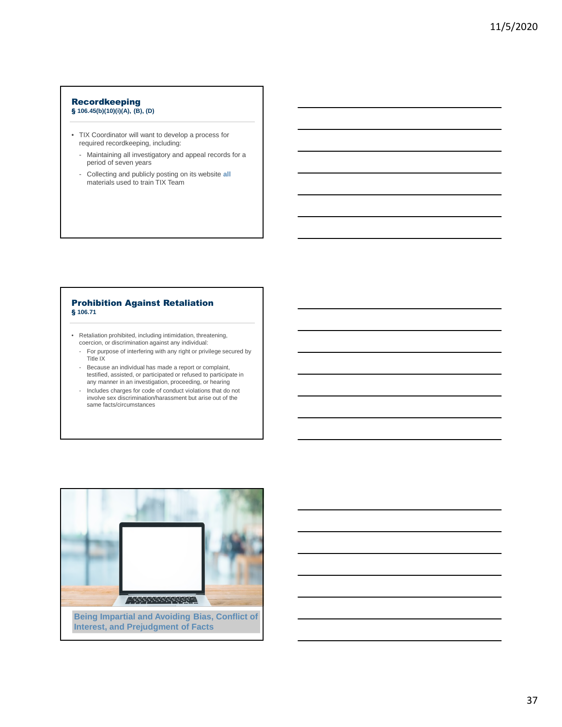## Recordkeeping
**§ 106.45(b)(10)(i)(A), (B), (D)**

- TIX Coordinator will want to develop a process for required recordkeeping, including:
  - Maintaining all investigatory and appeal records for a period of seven years
  - Collecting and publicly posting on its website **all** materials used to train TIX Team

## Prohibition Against Retaliation
**§ 106.71**

- Retaliation prohibited, including intimidation, threatening, coercion, or discrimination against any individual:
  - For purpose of interfering with any right or privilege secured by Title IX
  - Because an individual has made a report or complaint, testified, assisted, or participated or refused to participate in any manner in an investigation, proceeding, or hearing
  - Includes charges for code of conduct violations that do not involve sex discrimination/harassment but arise out of the same facts/circumstances

**Being Impartial and Avoiding Bias, Conflict of Interest, and Prejudgment of Facts**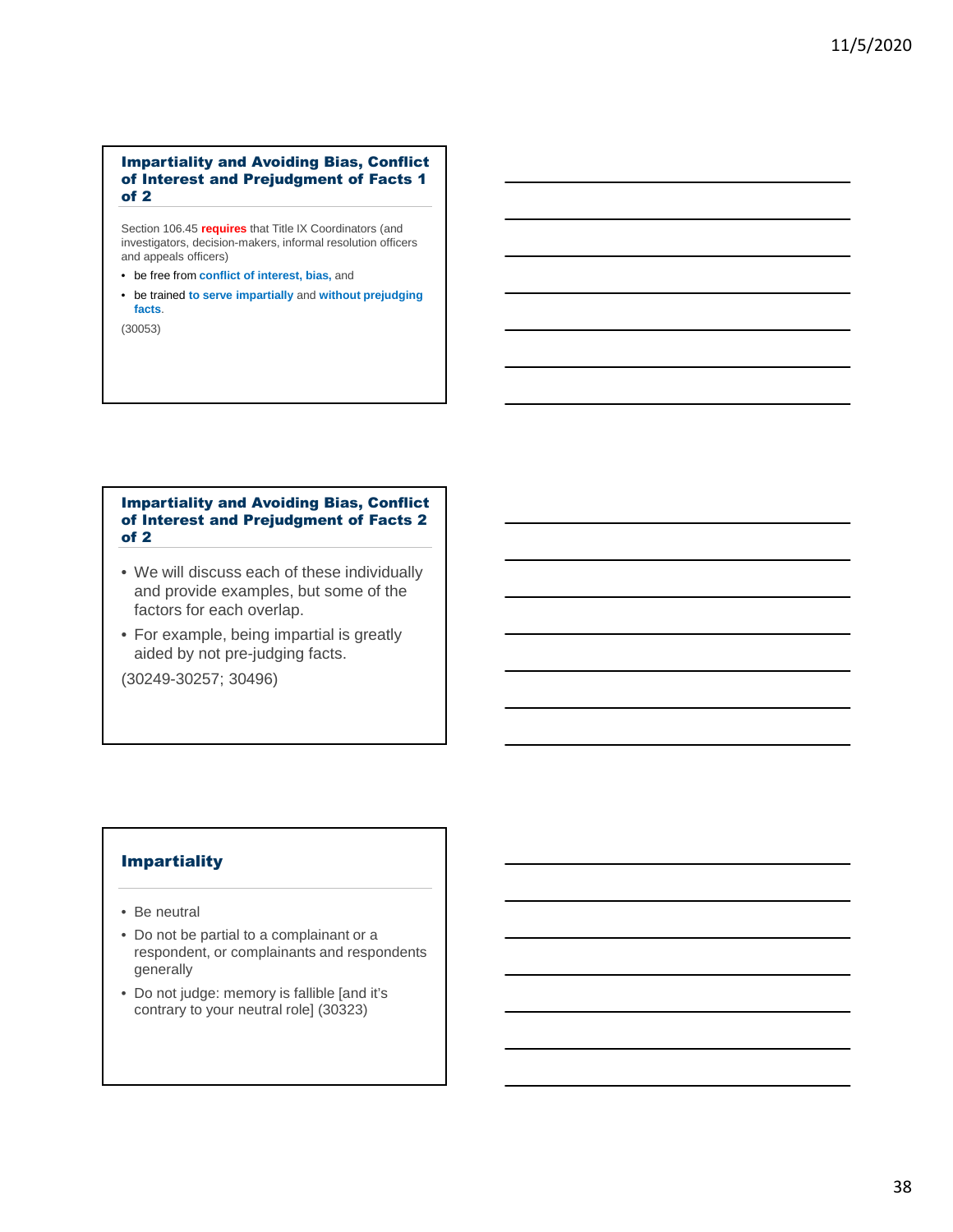## Impartiality and Avoiding Bias, Conflict of Interest and Prejudgment of Facts 1 of 2

Section 106.45 **requires** that Title IX Coordinators (and investigators, decision-makers, informal resolution officers and appeals officers)

- be free from **conflict of interest, bias,** and
- be trained **to serve impartially** and **without prejudging facts**.

(30053)

## Impartiality and Avoiding Bias, Conflict of Interest and Prejudgment of Facts 2 of 2

- We will discuss each of these individually and provide examples, but some of the factors for each overlap.
- For example, being impartial is greatly aided by not pre-judging facts.

(30249-30257; 30496)

## Impartiality

- Be neutral
- Do not be partial to a complainant or a respondent, or complainants and respondents generally
- Do not judge: memory is fallible [and it's contrary to your neutral role] (30323)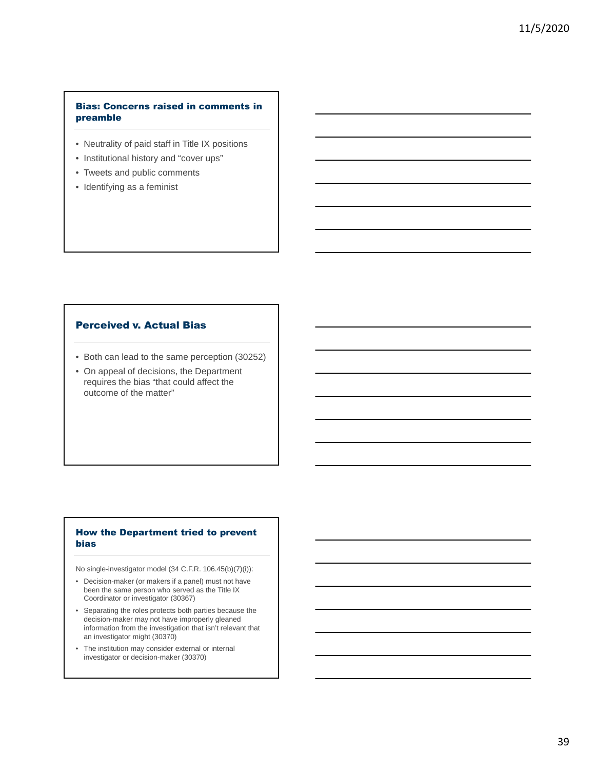## Bias: Concerns raised in comments in preamble

- Neutrality of paid staff in Title IX positions
- Institutional history and "cover ups"
- Tweets and public comments
- Identifying as a feminist

## Perceived v. Actual Bias

- Both can lead to the same perception (30252)
- On appeal of decisions, the Department requires the bias "that could affect the outcome of the matter"

## How the Department tried to prevent bias

No single-investigator model (34 C.F.R. 106.45(b)(7)(i)):

- Decision-maker (or makers if a panel) must not have been the same person who served as the Title IX Coordinator or investigator (30367)
- Separating the roles protects both parties because the decision-maker may not have improperly gleaned information from the investigation that isn't relevant that an investigator might (30370)
- The institution may consider external or internal investigator or decision-maker (30370)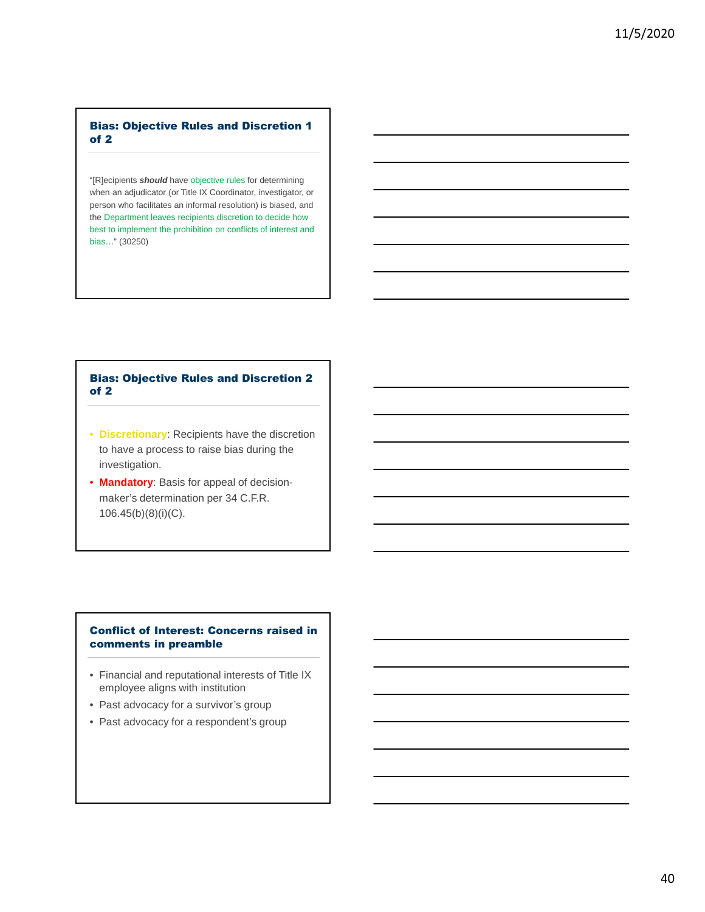## Bias: Objective Rules and Discretion 1 of 2

"[R]ecipients ***should*** have objective rules for determining when an adjudicator (or Title IX Coordinator, investigator, or person who facilitates an informal resolution) is biased, and the Department leaves recipients discretion to decide how best to implement the prohibition on conflicts of interest and bias…" (30250)

## Bias: Objective Rules and Discretion 2 of 2

- **Discretionary**: Recipients have the discretion to have a process to raise bias during the investigation.
- **Mandatory**: Basis for appeal of decision-maker's determination per 34 C.F.R. 106.45(b)(8)(i)(C).

## Conflict of Interest: Concerns raised in comments in preamble

- Financial and reputational interests of Title IX employee aligns with institution
- Past advocacy for a survivor's group
- Past advocacy for a respondent's group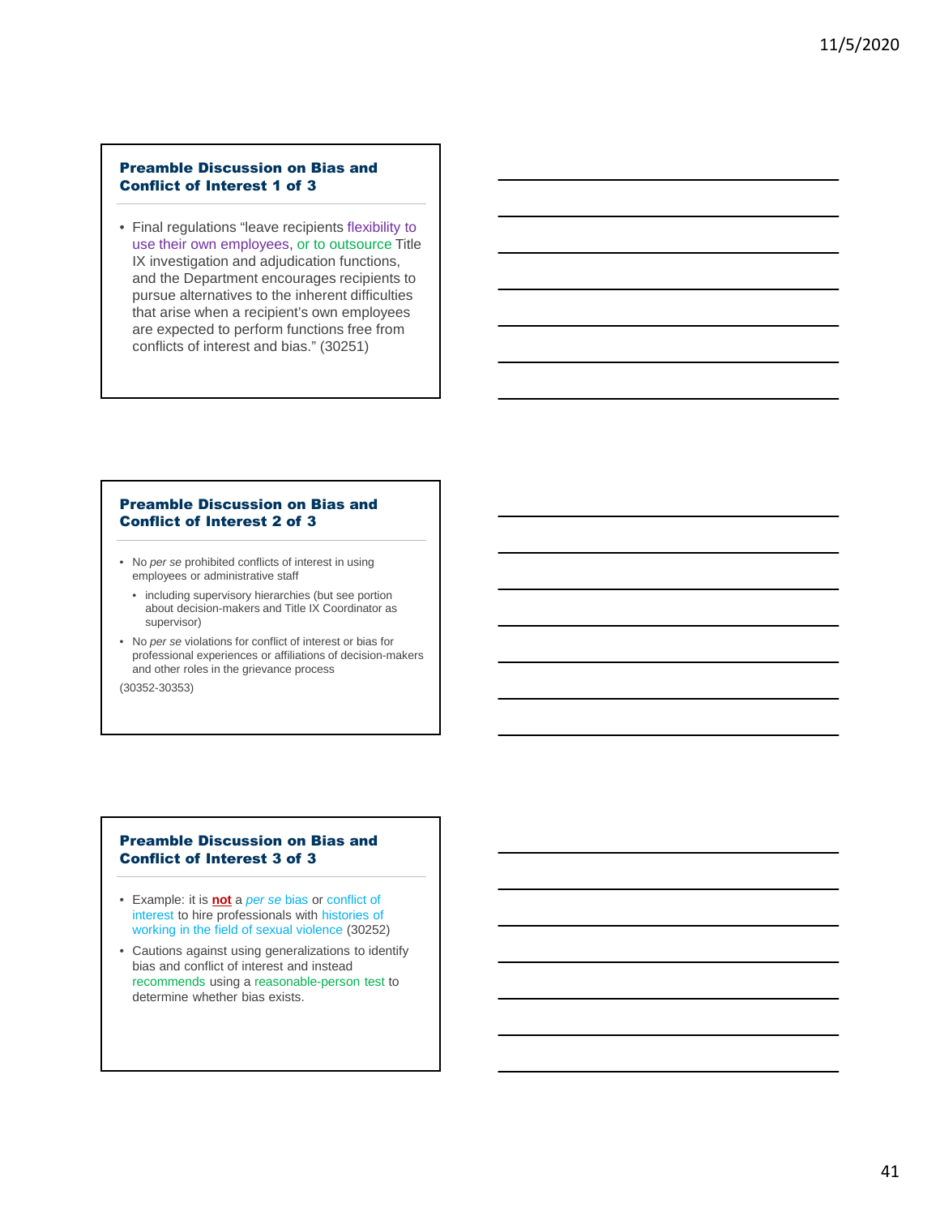## Preamble Discussion on Bias and Conflict of Interest 1 of 3

- Final regulations "leave recipients flexibility to use their own employees, or to outsource Title IX investigation and adjudication functions, and the Department encourages recipients to pursue alternatives to the inherent difficulties that arise when a recipient's own employees are expected to perform functions free from conflicts of interest and bias." (30251)

## Preamble Discussion on Bias and Conflict of Interest 2 of 3

- No *per se* prohibited conflicts of interest in using employees or administrative staff
  - including supervisory hierarchies (but see portion about decision-makers and Title IX Coordinator as supervisor)
- No *per se* violations for conflict of interest or bias for professional experiences or affiliations of decision-makers and other roles in the grievance process

(30352-30353)

## Preamble Discussion on Bias and Conflict of Interest 3 of 3

- Example: it is **not** a *per se* bias or conflict of interest to hire professionals with histories of working in the field of sexual violence (30252)
- Cautions against using generalizations to identify bias and conflict of interest and instead recommends using a reasonable-person test to determine whether bias exists.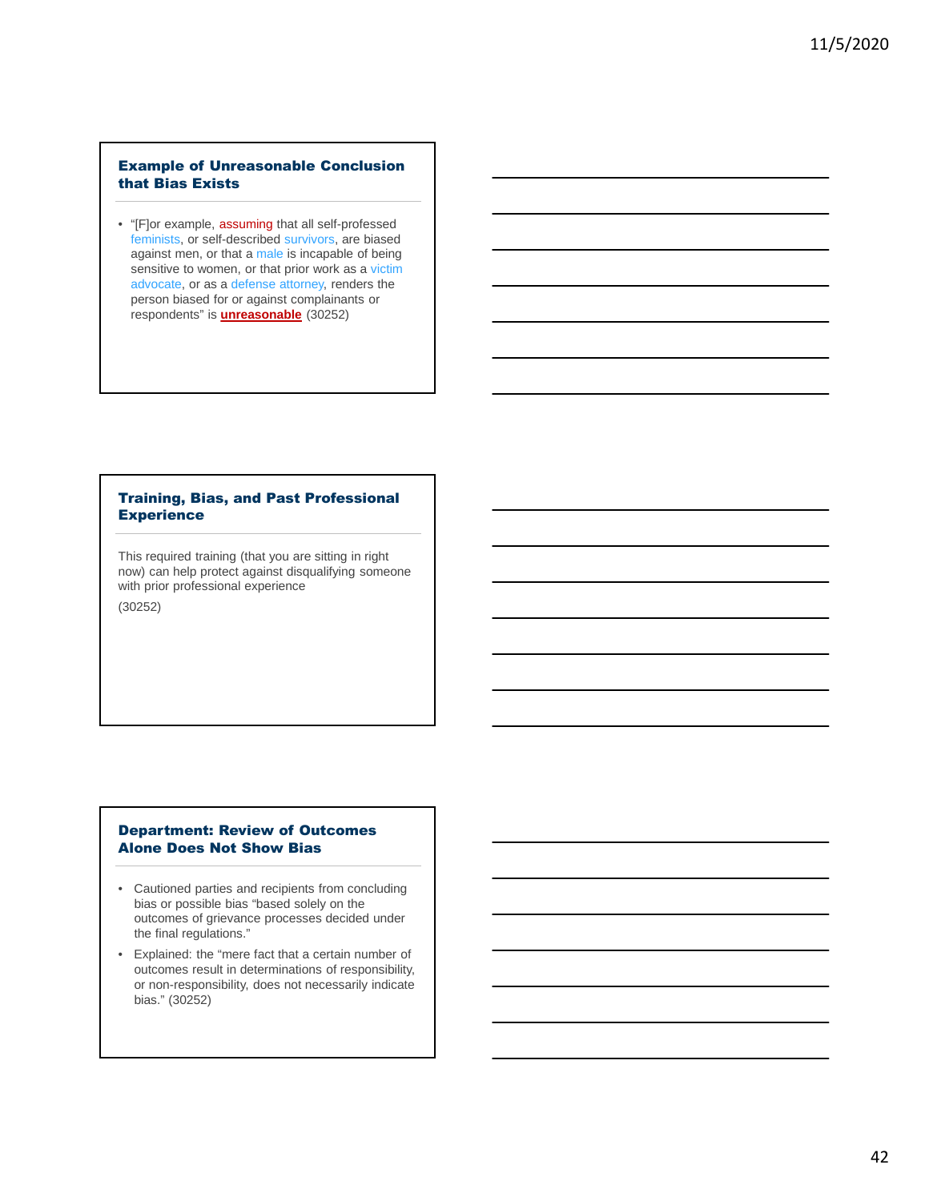### Example of Unreasonable Conclusion that Bias Exists

- "[F]or example, assuming that all self-professed feminists, or self-described survivors, are biased against men, or that a male is incapable of being sensitive to women, or that prior work as a victim advocate, or as a defense attorney, renders the person biased for or against complainants or respondents" is **unreasonable** (30252)

### Training, Bias, and Past Professional Experience

This required training (that you are sitting in right now) can help protect against disqualifying someone with prior professional experience

(30252)

### Department: Review of Outcomes Alone Does Not Show Bias

- Cautioned parties and recipients from concluding bias or possible bias "based solely on the outcomes of grievance processes decided under the final regulations."
- Explained: the "mere fact that a certain number of outcomes result in determinations of responsibility, or non-responsibility, does not necessarily indicate bias." (30252)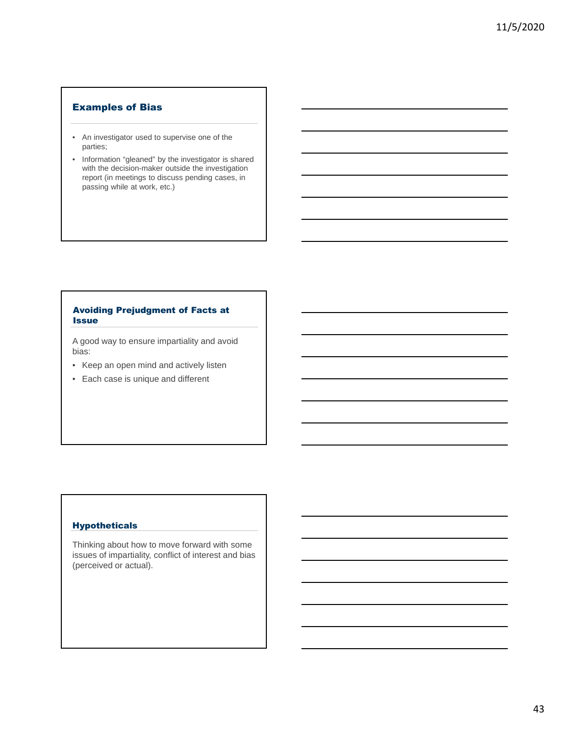## Examples of Bias

- An investigator used to supervise one of the parties;
- Information "gleaned" by the investigator is shared with the decision-maker outside the investigation report (in meetings to discuss pending cases, in passing while at work, etc.)

## Avoiding Prejudgment of Facts at Issue

A good way to ensure impartiality and avoid bias:

- Keep an open mind and actively listen
- Each case is unique and different

## Hypotheticals

Thinking about how to move forward with some issues of impartiality, conflict of interest and bias (perceived or actual).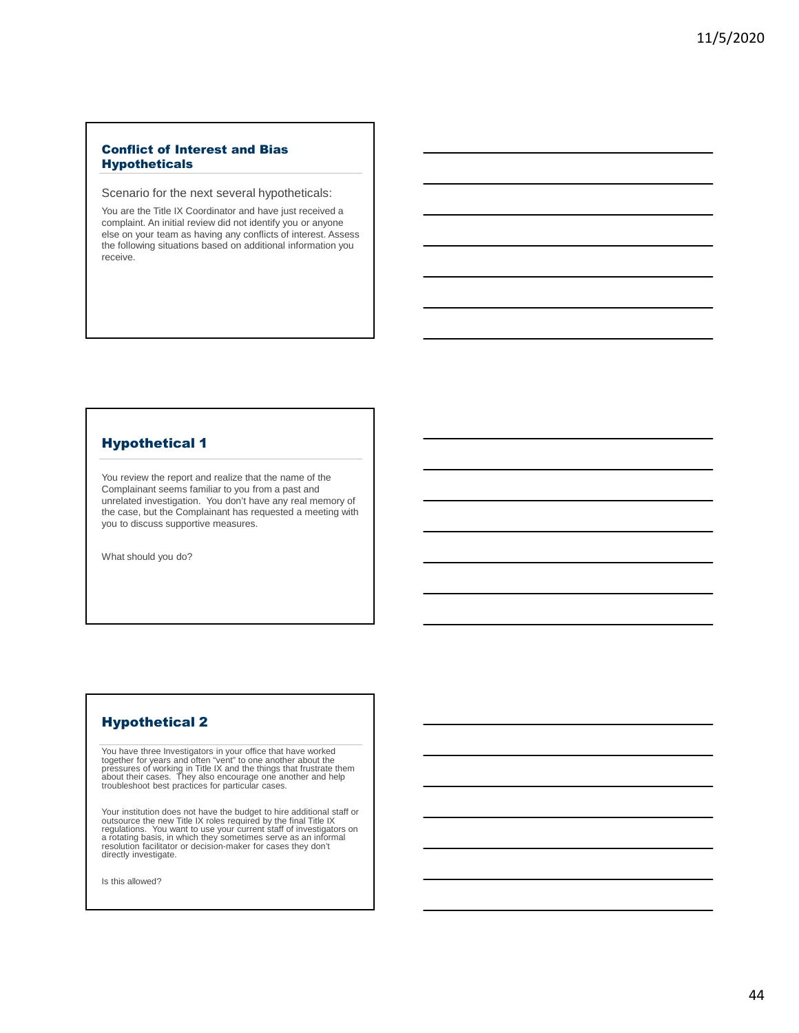## Conflict of Interest and Bias Hypotheticals

Scenario for the next several hypotheticals:

You are the Title IX Coordinator and have just received a complaint. An initial review did not identify you or anyone else on your team as having any conflicts of interest. Assess the following situations based on additional information you receive.

## Hypothetical 1

You review the report and realize that the name of the Complainant seems familiar to you from a past and unrelated investigation. You don't have any real memory of the case, but the Complainant has requested a meeting with you to discuss supportive measures.

What should you do?

## Hypothetical 2

You have three Investigators in your office that have worked together for years and often "vent" to one another about the pressures of working in Title IX and the things that frustrate them about their cases. They also encourage one another and help troubleshoot best practices for particular cases.

Your institution does not have the budget to hire additional staff or outsource the new Title IX roles required by the final Title IX regulations. You want to use your current staff of investigators on a rotating basis, in which they sometimes serve as an informal resolution facilitator or decision-maker for cases they don't directly investigate.

Is this allowed?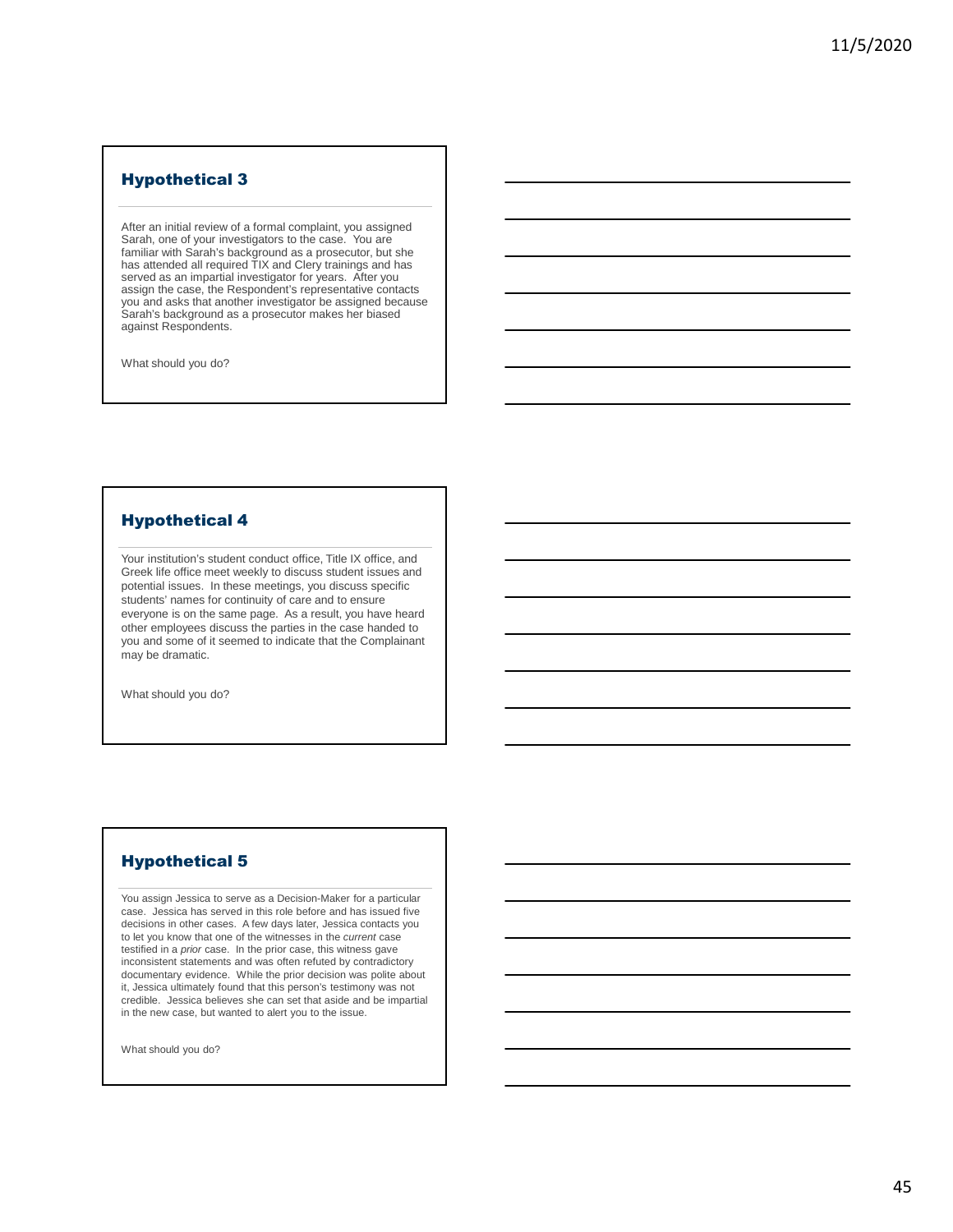## Hypothetical 3

After an initial review of a formal complaint, you assigned Sarah, one of your investigators to the case. You are familiar with Sarah's background as a prosecutor, but she has attended all required TIX and Clery trainings and has served as an impartial investigator for years. After you assign the case, the Respondent's representative contacts you and asks that another investigator be assigned because Sarah's background as a prosecutor makes her biased against Respondents.

What should you do?

## Hypothetical 4

Your institution's student conduct office, Title IX office, and Greek life office meet weekly to discuss student issues and potential issues. In these meetings, you discuss specific students' names for continuity of care and to ensure everyone is on the same page. As a result, you have heard other employees discuss the parties in the case handed to you and some of it seemed to indicate that the Complainant may be dramatic.

What should you do?

## Hypothetical 5

You assign Jessica to serve as a Decision-Maker for a particular case. Jessica has served in this role before and has issued five decisions in other cases. A few days later, Jessica contacts you to let you know that one of the witnesses in the *current* case testified in a *prior* case. In the prior case, this witness gave inconsistent statements and was often refuted by contradictory documentary evidence. While the prior decision was polite about it, Jessica ultimately found that this person's testimony was not credible. Jessica believes she can set that aside and be impartial in the new case, but wanted to alert you to the issue.

What should you do?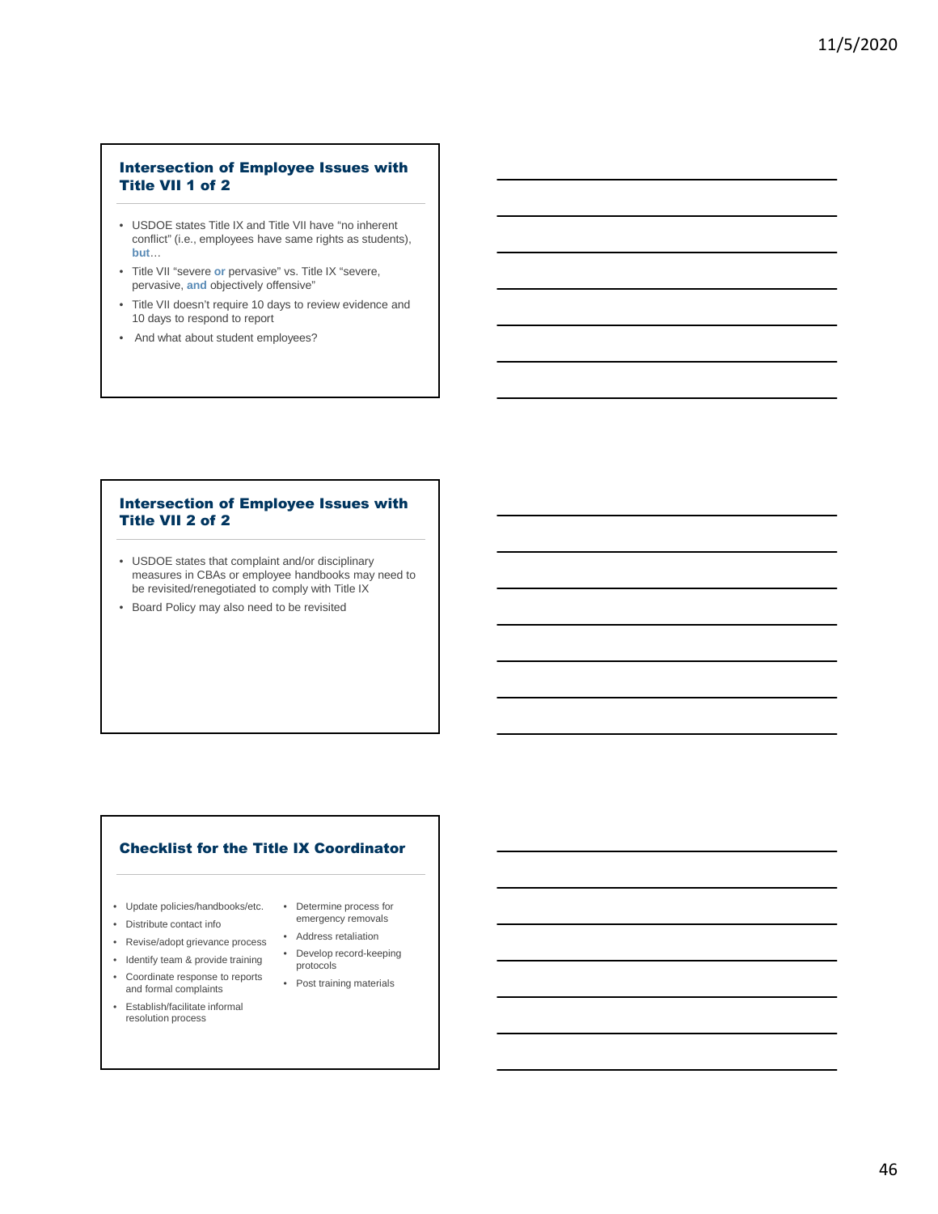## Intersection of Employee Issues with Title VII 1 of 2

- USDOE states Title IX and Title VII have "no inherent conflict" (i.e., employees have same rights as students), **but**…
- Title VII "severe **or** pervasive" vs. Title IX "severe, pervasive, **and** objectively offensive"
- Title VII doesn't require 10 days to review evidence and 10 days to respond to report
- And what about student employees?

## Intersection of Employee Issues with Title VII 2 of 2

- USDOE states that complaint and/or disciplinary measures in CBAs or employee handbooks may need to be revisited/renegotiated to comply with Title IX
- Board Policy may also need to be revisited

## Checklist for the Title IX Coordinator

- Update policies/handbooks/etc.
- Distribute contact info
- Revise/adopt grievance process
- Identify team & provide training
- Coordinate response to reports and formal complaints
- Establish/facilitate informal resolution process
- Determine process for emergency removals
- Address retaliation
- Develop record-keeping protocols
- Post training materials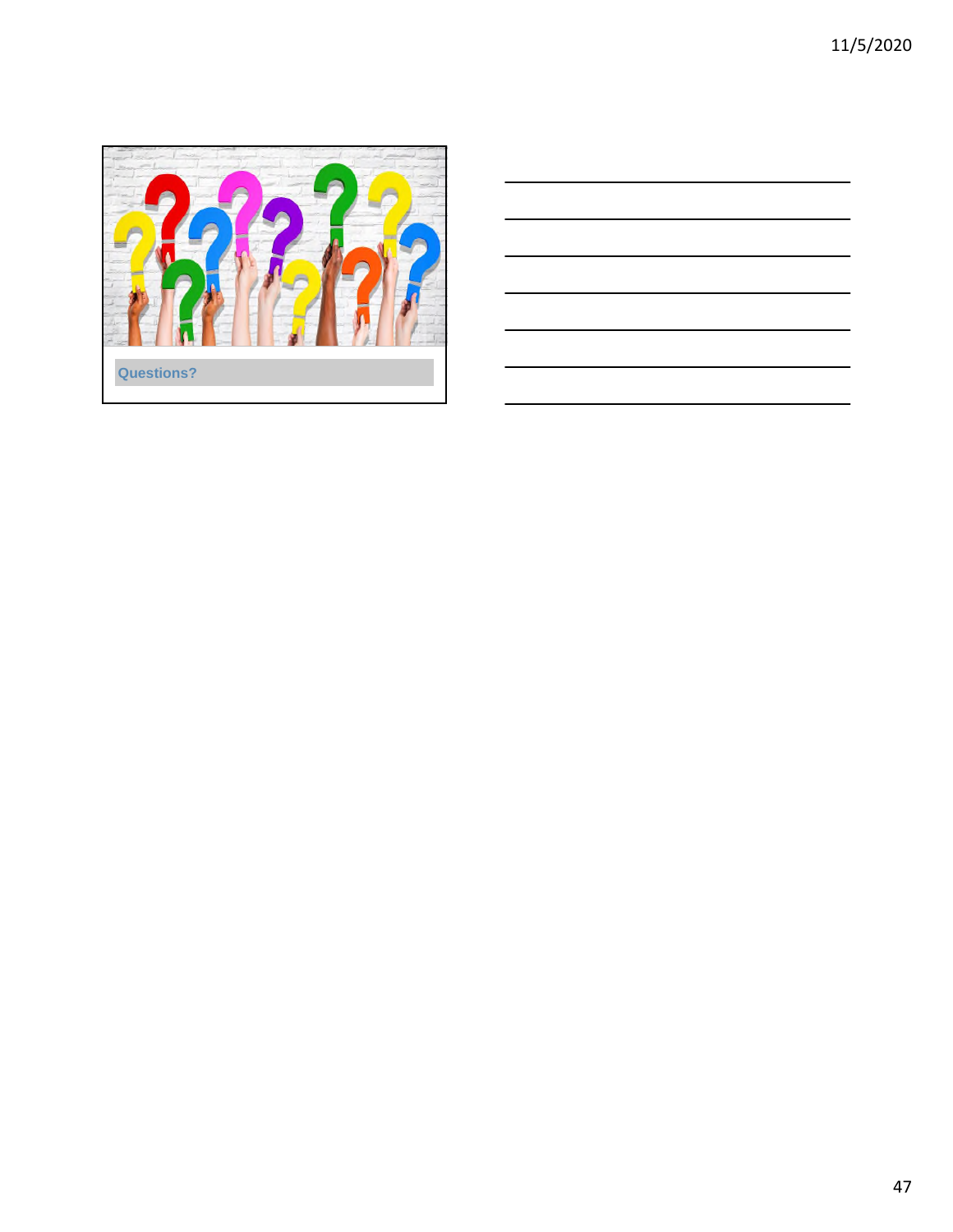Questions?